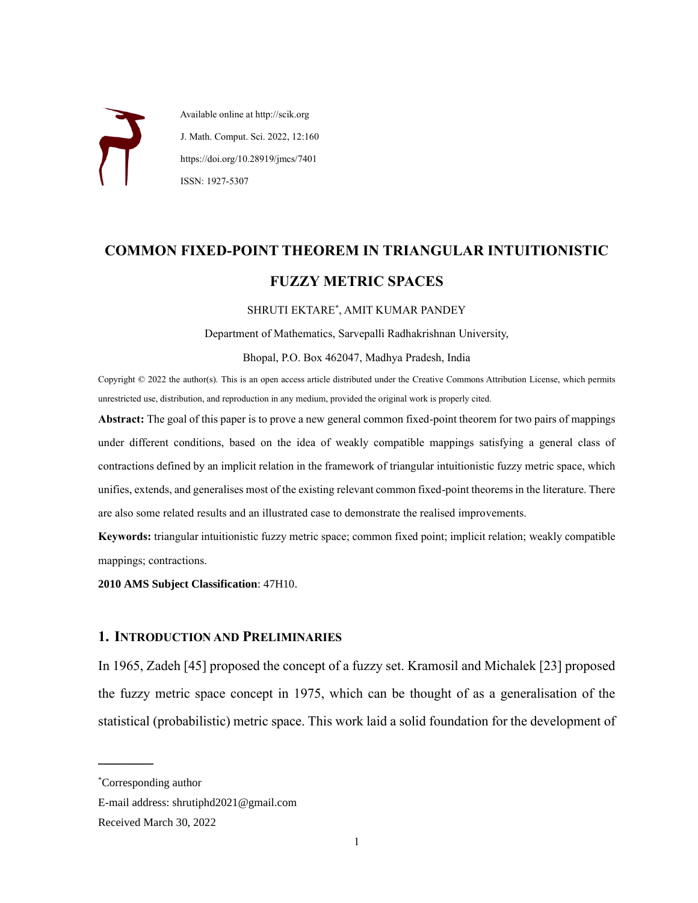Available online at http://scik.org

J. Math. Comput. Sci. 2022, 12:160

https://doi.org/10.28919/jmcs/7401

ISSN: 1927-5307

# COMMON FIXED-POINT THEOREM IN TRIANGULAR INTUITIONISTIC FUZZY METRIC SPACES

SHRUTI EKTARE*, AMIT KUMAR PANDEY

Department of Mathematics, Sarvepalli Radhakrishnan University,

Bhopal, P.O. Box 462047, Madhya Pradesh, India

Copyright © 2022 the author(s). This is an open access article distributed under the Creative Commons Attribution License, which permits unrestricted use, distribution, and reproduction in any medium, provided the original work is properly cited.

**Abstract:** The goal of this paper is to prove a new general common fixed-point theorem for two pairs of mappings under different conditions, based on the idea of weakly compatible mappings satisfying a general class of contractions defined by an implicit relation in the framework of triangular intuitionistic fuzzy metric space, which unifies, extends, and generalises most of the existing relevant common fixed-point theorems in the literature. There are also some related results and an illustrated case to demonstrate the realised improvements.

**Keywords:** triangular intuitionistic fuzzy metric space; common fixed point; implicit relation; weakly compatible mappings; contractions.

**2010 AMS Subject Classification**: 47H10.

## 1. INTRODUCTION AND PRELIMINARIES

In 1965, Zadeh [45] proposed the concept of a fuzzy set. Kramosil and Michalek [23] proposed the fuzzy metric space concept in 1975, which can be thought of as a generalisation of the statistical (probabilistic) metric space. This work laid a solid foundation for the development of

---

*Corresponding author

E-mail address: shrutiphd2021@gmail.com

Received March 30, 2022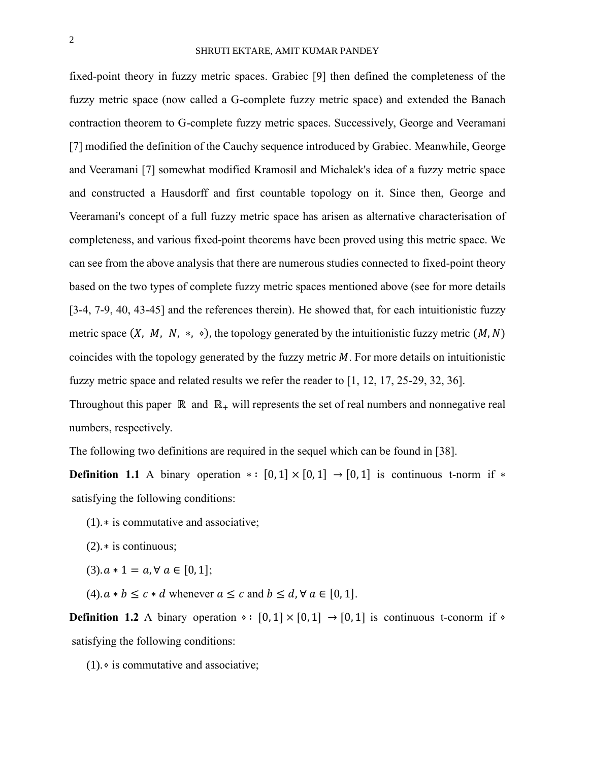fixed-point theory in fuzzy metric spaces. Grabiec [9] then defined the completeness of the fuzzy metric space (now called a G-complete fuzzy metric space) and extended the Banach contraction theorem to G-complete fuzzy metric spaces. Successively, George and Veeramani [7] modified the definition of the Cauchy sequence introduced by Grabiec. Meanwhile, George and Veeramani [7] somewhat modified Kramosil and Michalek's idea of a fuzzy metric space and constructed a Hausdorff and first countable topology on it. Since then, George and Veeramani's concept of a full fuzzy metric space has arisen as alternative characterisation of completeness, and various fixed-point theorems have been proved using this metric space. We can see from the above analysis that there are numerous studies connected to fixed-point theory based on the two types of complete fuzzy metric spaces mentioned above (see for more details [3-4, 7-9, 40, 43-45] and the references therein). He showed that, for each intuitionistic fuzzy metric space $(X, M, N, *, \diamond)$, the topology generated by the intuitionistic fuzzy metric $(M, N)$ coincides with the topology generated by the fuzzy metric $M$. For more details on intuitionistic fuzzy metric space and related results we refer the reader to [1, 12, 17, 25-29, 32, 36].

Throughout this paper $\mathbb{R}$ and $\mathbb{R}_+$ will represents the set of real numbers and nonnegative real numbers, respectively.

The following two definitions are required in the sequel which can be found in [38].

**Definition 1.1** A binary operation $*: [0,1] \times [0,1] \to [0,1]$ is continuous t-norm if $*$ satisfying the following conditions:

(1). $*$ is commutative and associative;

(2). $*$ is continuous;

(3). $a * 1 = a, \forall\, a \in [0,1]$;

(4). $a * b \leq c * d$ whenever $a \leq c$ and $b \leq d, \forall\, a \in [0,1]$.

**Definition 1.2** A binary operation $\diamond: [0,1] \times [0,1] \to [0,1]$ is continuous t-conorm if $\diamond$ satisfying the following conditions:

(1). $\diamond$ is commutative and associative;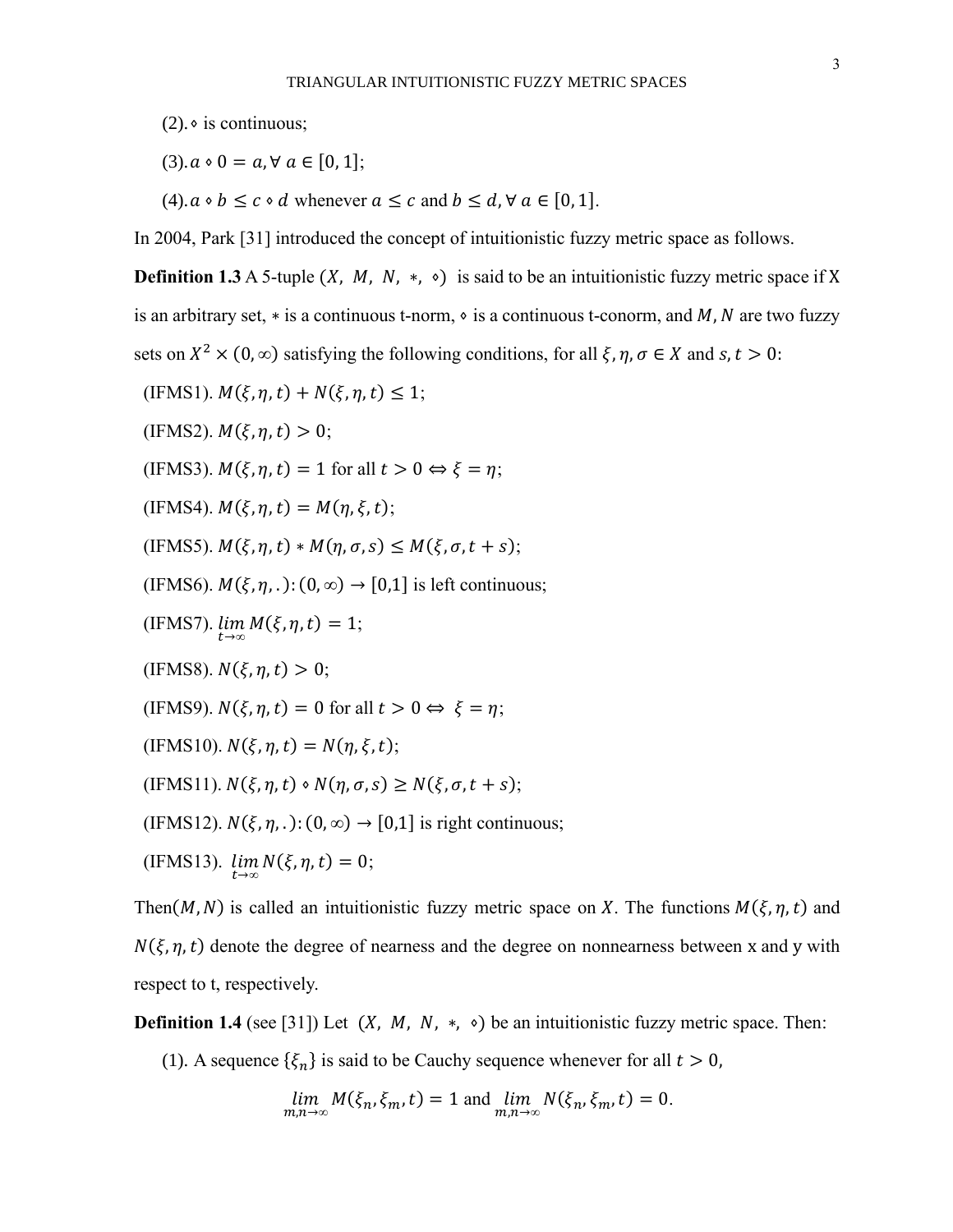(2). $\diamond$ is continuous;

(3). $a \diamond 0 = a, \forall\, a \in [0, 1]$;

(4). $a \diamond b \leq c \diamond d$ whenever $a \leq c$ and $b \leq d, \forall\, a \in [0, 1]$.

In 2004, Park [31] introduced the concept of intuitionistic fuzzy metric space as follows.

**Definition 1.3** A 5-tuple $(X, M, N, *, \diamond)$ is said to be an intuitionistic fuzzy metric space if X is an arbitrary set, $*$ is a continuous t-norm, $\diamond$ is a continuous t-conorm, and $M, N$ are two fuzzy sets on $X^2 \times (0, \infty)$ satisfying the following conditions, for all $\xi, \eta, \sigma \in X$ and $s, t > 0$:

(IFMS1). $M(\xi, \eta, t) + N(\xi, \eta, t) \leq 1$;

(IFMS2). $M(\xi, \eta, t) > 0$;

(IFMS3). $M(\xi, \eta, t) = 1$ for all $t > 0 \Leftrightarrow \xi = \eta$;

(IFMS4). $M(\xi, \eta, t) = M(\eta, \xi, t)$;

(IFMS5). $M(\xi, \eta, t) * M(\eta, \sigma, s) \leq M(\xi, \sigma, t + s)$;

(IFMS6). $M(\xi, \eta, .) : (0, \infty) \to [0,1]$ is left continuous;

(IFMS7). $\lim_{t\to\infty} M(\xi, \eta, t) = 1$;

(IFMS8). $N(\xi, \eta, t) > 0$;

(IFMS9). $N(\xi, \eta, t) = 0$ for all $t > 0 \Leftrightarrow \xi = \eta$;

(IFMS10). $N(\xi, \eta, t) = N(\eta, \xi, t)$;

(IFMS11). $N(\xi, \eta, t) \diamond N(\eta, \sigma, s) \geq N(\xi, \sigma, t + s)$;

(IFMS12). $N(\xi, \eta, .) : (0, \infty) \to [0,1]$ is right continuous;

(IFMS13). $\lim_{t\to\infty} N(\xi, \eta, t) = 0$;

Then$(M, N)$ is called an intuitionistic fuzzy metric space on $X$. The functions $M(\xi, \eta, t)$ and $N(\xi, \eta, t)$ denote the degree of nearness and the degree on nonnearness between x and y with respect to t, respectively.

**Definition 1.4** (see [31]) Let $(X, M, N, *, \diamond)$ be an intuitionistic fuzzy metric space. Then:

(1). A sequence $\{\xi_n\}$ is said to be Cauchy sequence whenever for all $t > 0$,

$$\lim_{m,n\to\infty} M(\xi_n, \xi_m, t) = 1 \text{ and } \lim_{m,n\to\infty} N(\xi_n, \xi_m, t) = 0.$$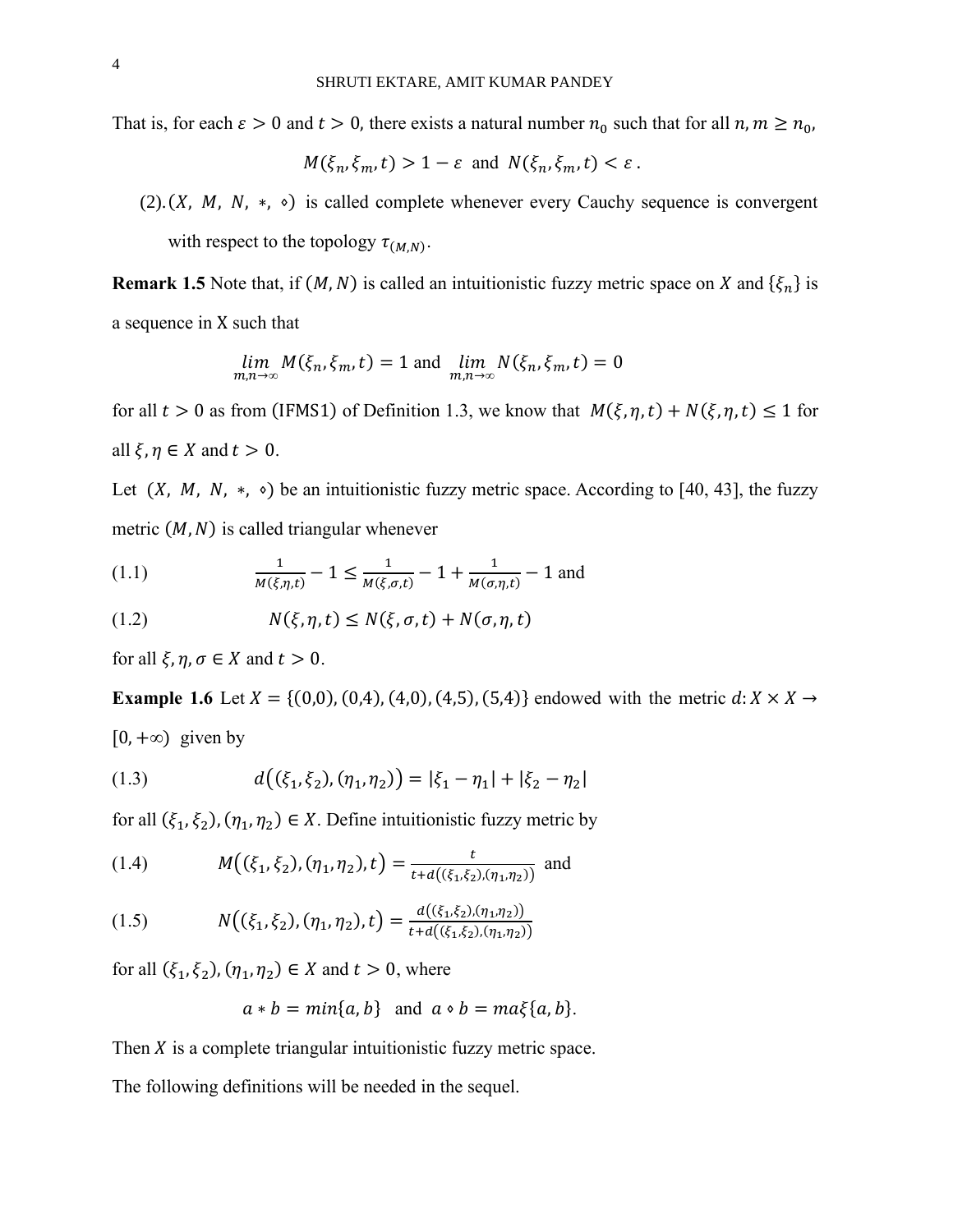That is, for each $\varepsilon > 0$ and $t > 0$, there exists a natural number $n_0$ such that for all $n, m \geq n_0$,

$$M(\xi_n, \xi_m, t) > 1 - \varepsilon \text{ and } N(\xi_n, \xi_m, t) < \varepsilon .$$

(2). $(X, M, N, *, \diamond)$ is called complete whenever every Cauchy sequence is convergent with respect to the topology $\tau_{(M,N)}$.

**Remark 1.5** Note that, if $(M, N)$ is called an intuitionistic fuzzy metric space on $X$ and $\{\xi_n\}$ is a sequence in X such that

$$\lim_{m,n\to\infty} M(\xi_n, \xi_m, t) = 1 \text{ and } \lim_{m,n\to\infty} N(\xi_n, \xi_m, t) = 0$$

for all $t > 0$ as from (IFMS1) of Definition 1.3, we know that $M(\xi, \eta, t) + N(\xi, \eta, t) \leq 1$ for all $\xi, \eta \in X$ and $t > 0$.

Let $(X, M, N, *, \diamond)$ be an intuitionistic fuzzy metric space. According to [40, 43], the fuzzy metric $(M, N)$ is called triangular whenever

$$\frac{1}{M(\xi,\eta,t)} - 1 \leq \frac{1}{M(\xi,\sigma,t)} - 1 + \frac{1}{M(\sigma,\eta,t)} - 1 \text{ and} \tag{1.1}$$

$$N(\xi, \eta, t) \leq N(\xi, \sigma, t) + N(\sigma, \eta, t) \tag{1.2}$$

for all $\xi, \eta, \sigma \in X$ and $t > 0$.

**Example 1.6** Let $X = \{(0,0), (0,4), (4,0), (4,5), (5,4)\}$ endowed with the metric $d: X \times X \to [0, +\infty)$ given by

$$d\big((\xi_1, \xi_2), (\eta_1, \eta_2)\big) = |\xi_1 - \eta_1| + |\xi_2 - \eta_2| \tag{1.3}$$

for all $(\xi_1, \xi_2), (\eta_1, \eta_2) \in X$. Define intuitionistic fuzzy metric by

$$M\big((\xi_1, \xi_2), (\eta_1, \eta_2), t\big) = \frac{t}{t + d\big((\xi_1,\xi_2),(\eta_1,\eta_2)\big)} \text{ and} \tag{1.4}$$

$$N\big((\xi_1, \xi_2), (\eta_1, \eta_2), t\big) = \frac{d\big((\xi_1,\xi_2),(\eta_1,\eta_2)\big)}{t + d\big((\xi_1,\xi_2),(\eta_1,\eta_2)\big)} \tag{1.5}$$

for all $(\xi_1, \xi_2), (\eta_1, \eta_2) \in X$ and $t > 0$, where

$$a * b = min\{a, b\} \text{ and } a \diamond b = ma\xi\{a, b\}.$$

Then $X$ is a complete triangular intuitionistic fuzzy metric space.

The following definitions will be needed in the sequel.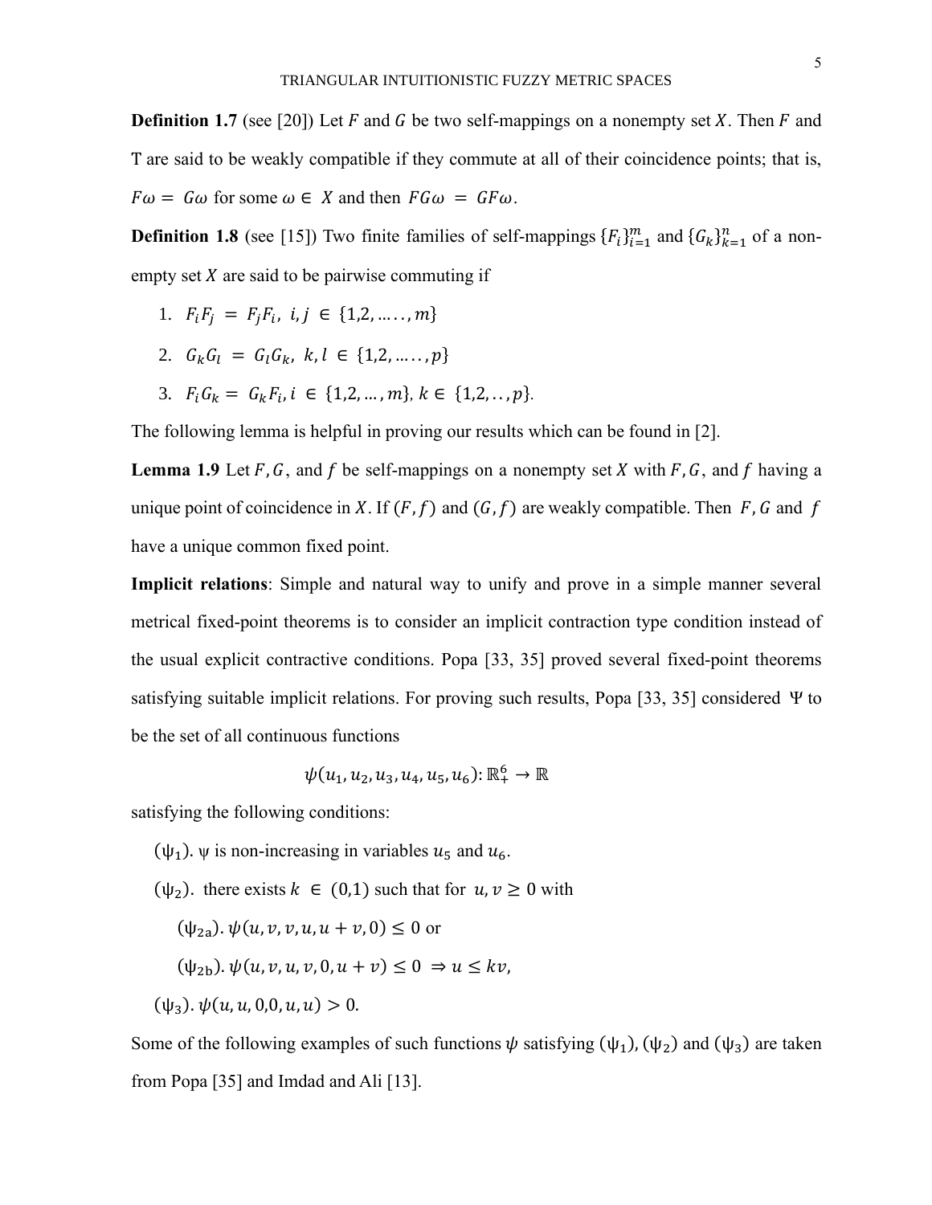**Definition 1.7** (see [20]) Let $F$ and $G$ be two self-mappings on a nonempty set $X$. Then $F$ and T are said to be weakly compatible if they commute at all of their coincidence points; that is, $F\omega = G\omega$ for some $\omega \in X$ and then $FG\omega = GF\omega$.

**Definition 1.8** (see [15]) Two finite families of self-mappings $\{F_i\}_{i=1}^{m}$ and $\{G_k\}_{k=1}^{n}$ of a non-empty set $X$ are said to be pairwise commuting if

1. $F_iF_j = F_jF_i,\ i, j \in \{1,2, \ldots \ldots, m\}$
2. $G_kG_l = G_lG_k,\ k, l \in \{1,2, \ldots \ldots, p\}$
3. $F_iG_k = G_kF_i, i \in \{1,2, \ldots, m\}, k \in \{1,2, \ldots, p\}$.

The following lemma is helpful in proving our results which can be found in [2].

**Lemma 1.9** Let $F, G$, and $f$ be self-mappings on a nonempty set $X$ with $F, G$, and $f$ having a unique point of coincidence in $X$. If $(F, f)$ and $(G, f)$ are weakly compatible. Then $F, G$ and $f$ have a unique common fixed point.

**Implicit relations**: Simple and natural way to unify and prove in a simple manner several metrical fixed-point theorems is to consider an implicit contraction type condition instead of the usual explicit contractive conditions. Popa [33, 35] proved several fixed-point theorems satisfying suitable implicit relations. For proving such results, Popa [33, 35] considered $\Psi$ to be the set of all continuous functions

$$\psi(u_1, u_2, u_3, u_4, u_5, u_6): \mathbb{R}_+^6 \to \mathbb{R}$$

satisfying the following conditions:

$(\psi_1)$. $\psi$ is non-increasing in variables $u_5$ and $u_6$.

$(\psi_2)$. there exists $k \in (0,1)$ such that for $u, v \geq 0$ with

$(\psi_{2a})$. $\psi(u, v, v, u, u+v, 0) \leq 0$ or

$(\psi_{2b})$. $\psi(u, v, u, v, 0, u+v) \leq 0 \Rightarrow u \leq kv$,

$(\psi_3)$. $\psi(u, u, 0, 0, u, u) > 0$.

Some of the following examples of such functions $\psi$ satisfying $(\psi_1)$, $(\psi_2)$ and $(\psi_3)$ are taken from Popa [35] and Imdad and Ali [13].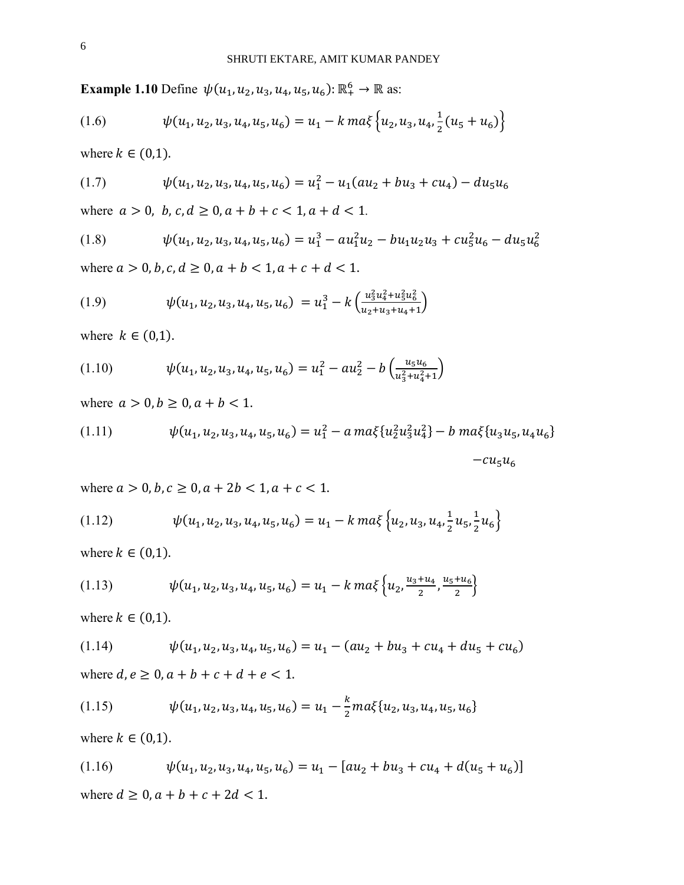**Example 1.10** Define $\psi(u_1, u_2, u_3, u_4, u_5, u_6): \mathbb{R}_+^6 \to \mathbb{R}$ as:

$$\psi(u_1, u_2, u_3, u_4, u_5, u_6) = u_1 - k\, ma\xi\left\{u_2, u_3, u_4, \frac{1}{2}(u_5 + u_6)\right\} \tag{1.6}$$

where $k \in (0,1)$.

$$\psi(u_1, u_2, u_3, u_4, u_5, u_6) = u_1^2 - u_1(au_2 + bu_3 + cu_4) - du_5u_6 \tag{1.7}$$

where $a > 0$, $b, c, d \geq 0, a + b + c < 1, a + d < 1$.

$$\psi(u_1, u_2, u_3, u_4, u_5, u_6) = u_1^3 - au_1^2u_2 - bu_1u_2u_3 + cu_5^2u_6 - du_5u_6^2 \tag{1.8}$$

where $a > 0, b, c, d \geq 0, a + b < 1, a + c + d < 1$.

$$\psi(u_1, u_2, u_3, u_4, u_5, u_6) = u_1^3 - k\left(\frac{u_3^2u_4^2 + u_5^2u_6^2}{u_2 + u_3 + u_4 + 1}\right) \tag{1.9}$$

where $k \in (0,1)$.

$$\psi(u_1, u_2, u_3, u_4, u_5, u_6) = u_1^2 - au_2^2 - b\left(\frac{u_5u_6}{u_3^2 + u_4^2 + 1}\right) \tag{1.10}$$

where $a > 0, b \geq 0, a + b < 1$.

$$\psi(u_1, u_2, u_3, u_4, u_5, u_6) = u_1^2 - a\, ma\xi\{u_2^2u_3^2u_4^2\} - b\, ma\xi\{u_3u_5, u_4u_6\} - cu_5u_6 \tag{1.11}$$

where $a > 0, b, c \geq 0, a + 2b < 1, a + c < 1$.

$$\psi(u_1, u_2, u_3, u_4, u_5, u_6) = u_1 - k\, ma\xi\left\{u_2, u_3, u_4, \frac{1}{2}u_5, \frac{1}{2}u_6\right\} \tag{1.12}$$

where $k \in (0,1)$.

$$\psi(u_1, u_2, u_3, u_4, u_5, u_6) = u_1 - k\, ma\xi\left\{u_2, \frac{u_3 + u_4}{2}, \frac{u_5 + u_6}{2}\right\} \tag{1.13}$$

where $k \in (0,1)$.

$$\psi(u_1, u_2, u_3, u_4, u_5, u_6) = u_1 - (au_2 + bu_3 + cu_4 + du_5 + cu_6) \tag{1.14}$$

where $d, e \geq 0, a + b + c + d + e < 1$.

$$\psi(u_1, u_2, u_3, u_4, u_5, u_6) = u_1 - \frac{k}{2} ma\xi\{u_2, u_3, u_4, u_5, u_6\} \tag{1.15}$$

where $k \in (0,1)$.

$$\psi(u_1, u_2, u_3, u_4, u_5, u_6) = u_1 - [au_2 + bu_3 + cu_4 + d(u_5 + u_6)] \tag{1.16}$$

where $d \geq 0, a + b + c + 2d < 1$.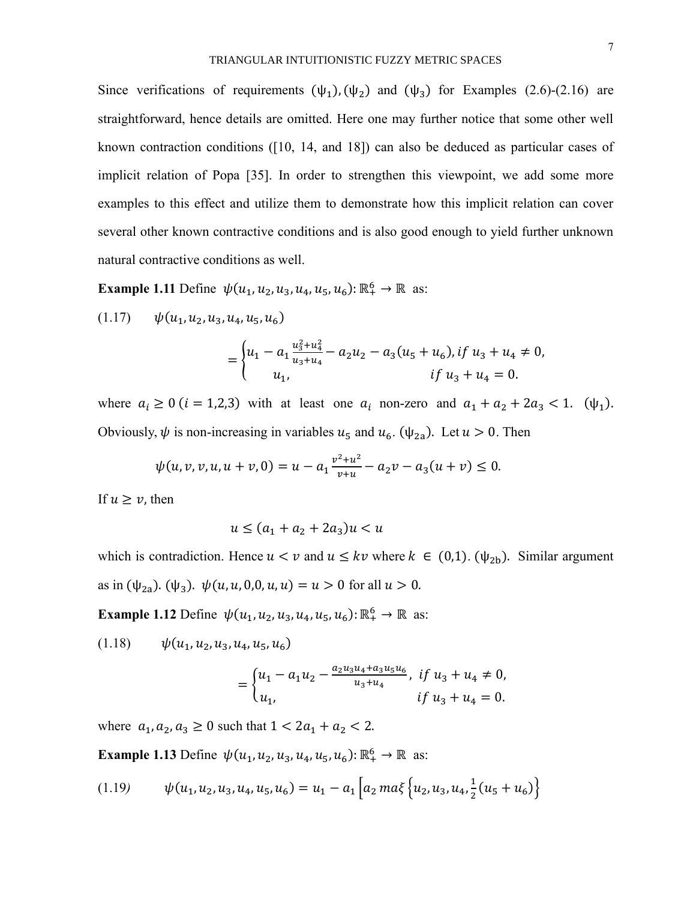Since verifications of requirements $(\psi_1), (\psi_2)$ and $(\psi_3)$ for Examples (2.6)-(2.16) are straightforward, hence details are omitted. Here one may further notice that some other well known contraction conditions ([10, 14, and 18]) can also be deduced as particular cases of implicit relation of Popa [35]. In order to strengthen this viewpoint, we add some more examples to this effect and utilize them to demonstrate how this implicit relation can cover several other known contractive conditions and is also good enough to yield further unknown natural contractive conditions as well.

**Example 1.11** Define $\psi(u_1, u_2, u_3, u_4, u_5, u_6)\colon \mathbb{R}_+^6 \to \mathbb{R}$ as:

(1.17) $\quad \psi(u_1, u_2, u_3, u_4, u_5, u_6)$

$$= \begin{cases} u_1 - a_1 \frac{u_3^2 + u_4^2}{u_3 + u_4} - a_2 u_2 - a_3(u_5 + u_6), & if\ u_3 + u_4 \neq 0, \\ u_1, & if\ u_3 + u_4 = 0. \end{cases}$$

where $a_i \geq 0\ (i = 1,2,3)$ with at least one $a_i$ non-zero and $a_1 + a_2 + 2a_3 < 1$. $(\psi_1)$. Obviously, $\psi$ is non-increasing in variables $u_5$ and $u_6$. $(\psi_{2a})$. Let $u > 0$. Then

$$\psi(u, v, v, u, u + v, 0) = u - a_1 \frac{v^2 + u^2}{v + u} - a_2 v - a_3(u + v) \leq 0.$$

If $u \geq v$, then

$$u \leq (a_1 + a_2 + 2a_3)u < u$$

which is contradiction. Hence $u < v$ and $u \leq kv$ where $k \in (0,1)$. $(\psi_{2b})$. Similar argument as in $(\psi_{2a})$. $(\psi_3)$. $\psi(u, u, 0, 0, u, u) = u > 0$ for all $u > 0$.

**Example 1.12** Define $\psi(u_1, u_2, u_3, u_4, u_5, u_6)\colon \mathbb{R}_+^6 \to \mathbb{R}$ as:

(1.18) $\quad \psi(u_1, u_2, u_3, u_4, u_5, u_6)$

$$= \begin{cases} u_1 - a_1 u_2 - \frac{a_2 u_3 u_4 + a_3 u_5 u_6}{u_3 + u_4}, & if\ u_3 + u_4 \neq 0, \\ u_1, & if\ u_3 + u_4 = 0. \end{cases}$$

where $a_1, a_2, a_3 \geq 0$ such that $1 < 2a_1 + a_2 < 2$.

**Example 1.13** Define $\psi(u_1, u_2, u_3, u_4, u_5, u_6)\colon \mathbb{R}_+^6 \to \mathbb{R}$ as:

(1.19) $\quad \psi(u_1, u_2, u_3, u_4, u_5, u_6) = u_1 - a_1 \left[ a_2\, ma\xi \left\{ u_2, u_3, u_4, \frac{1}{2}(u_5 + u_6) \right\} \right.$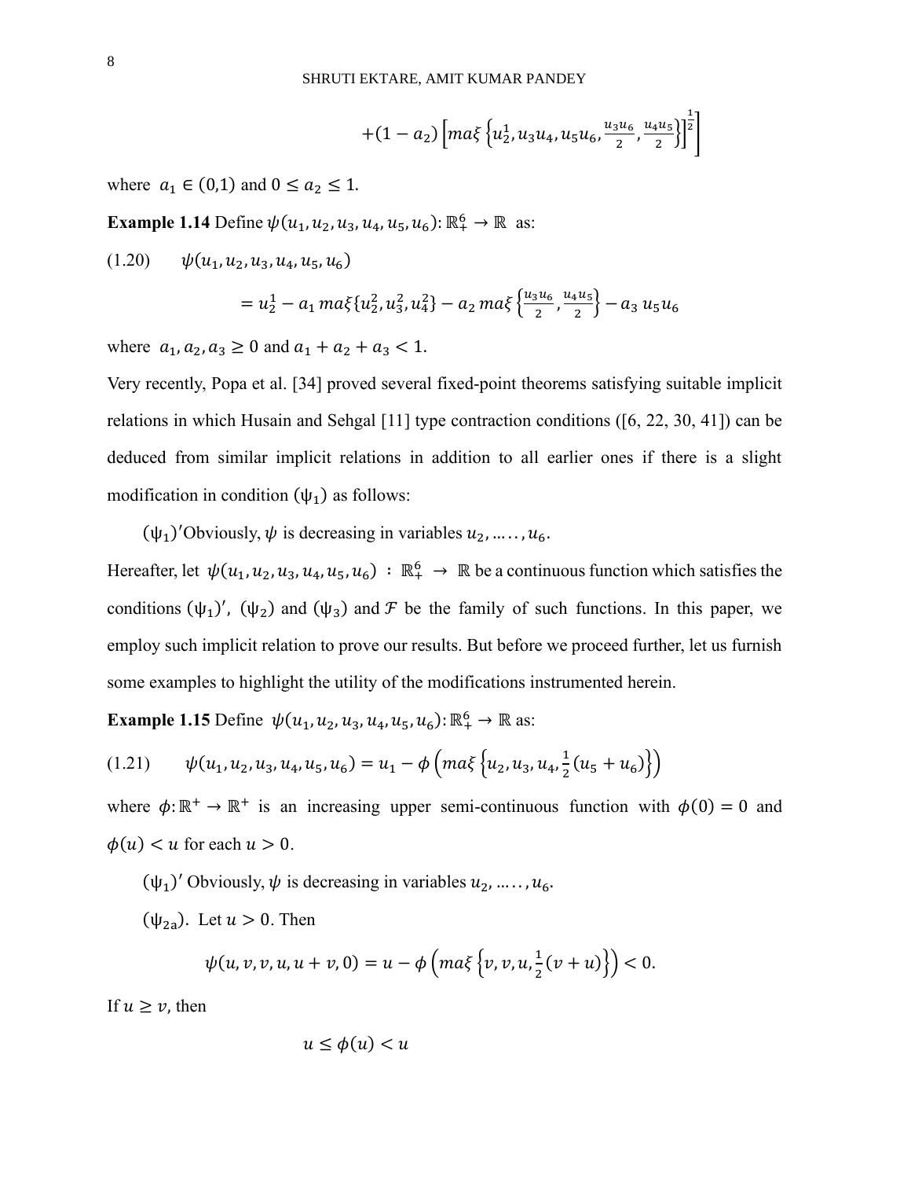$$+(1-a_2)\left[ma\xi\left\{u_2^1, u_3u_4, u_5u_6, \frac{u_3u_6}{2}, \frac{u_4u_5}{2}\right\}\right]^{\frac{1}{2}}\Bigg]$$

where $a_1 \in (0,1)$ and $0 \leq a_2 \leq 1$.

**Example 1.14** Define $\psi(u_1, u_2, u_3, u_4, u_5, u_6)\colon \mathbb{R}_+^6 \to \mathbb{R}$ as:

(1.20) $\quad \psi(u_1, u_2, u_3, u_4, u_5, u_6)$

$$= u_2^1 - a_1\, ma\xi\{u_2^2, u_3^2, u_4^2\} - a_2\, ma\xi\left\{\frac{u_3u_6}{2}, \frac{u_4u_5}{2}\right\} - a_3\, u_5u_6$$

where $a_1, a_2, a_3 \geq 0$ and $a_1 + a_2 + a_3 < 1$.

Very recently, Popa et al. [34] proved several fixed-point theorems satisfying suitable implicit relations in which Husain and Sehgal [11] type contraction conditions ([6, 22, 30, 41]) can be deduced from similar implicit relations in addition to all earlier ones if there is a slight modification in condition $(\psi_1)$ as follows:

$(\psi_1)'$Obviously, $\psi$ is decreasing in variables $u_2, \ldots, u_6$.

Hereafter, let $\psi(u_1, u_2, u_3, u_4, u_5, u_6) : \mathbb{R}_+^6 \to \mathbb{R}$ be a continuous function which satisfies the conditions $(\psi_1)'$, $(\psi_2)$ and $(\psi_3)$ and $\mathcal{F}$ be the family of such functions. In this paper, we employ such implicit relation to prove our results. But before we proceed further, let us furnish some examples to highlight the utility of the modifications instrumented herein.

**Example 1.15** Define $\psi(u_1, u_2, u_3, u_4, u_5, u_6)\colon \mathbb{R}_+^6 \to \mathbb{R}$ as:

(1.21) $\quad \psi(u_1, u_2, u_3, u_4, u_5, u_6) = u_1 - \phi\left(ma\xi\left\{u_2, u_3, u_4, \frac{1}{2}(u_5 + u_6)\right\}\right)$

where $\phi\colon \mathbb{R}^+ \to \mathbb{R}^+$ is an increasing upper semi-continuous function with $\phi(0) = 0$ and $\phi(u) < u$ for each $u > 0$.

$(\psi_1)'$ Obviously, $\psi$ is decreasing in variables $u_2, \ldots, u_6$.

$(\psi_{2a})$. Let $u > 0$. Then

$$\psi(u, v, v, u, u+v, 0) = u - \phi\left(ma\xi\left\{v, v, u, \frac{1}{2}(v+u)\right\}\right) < 0.$$

If $u \geq v$, then

$$u \leq \phi(u) < u$$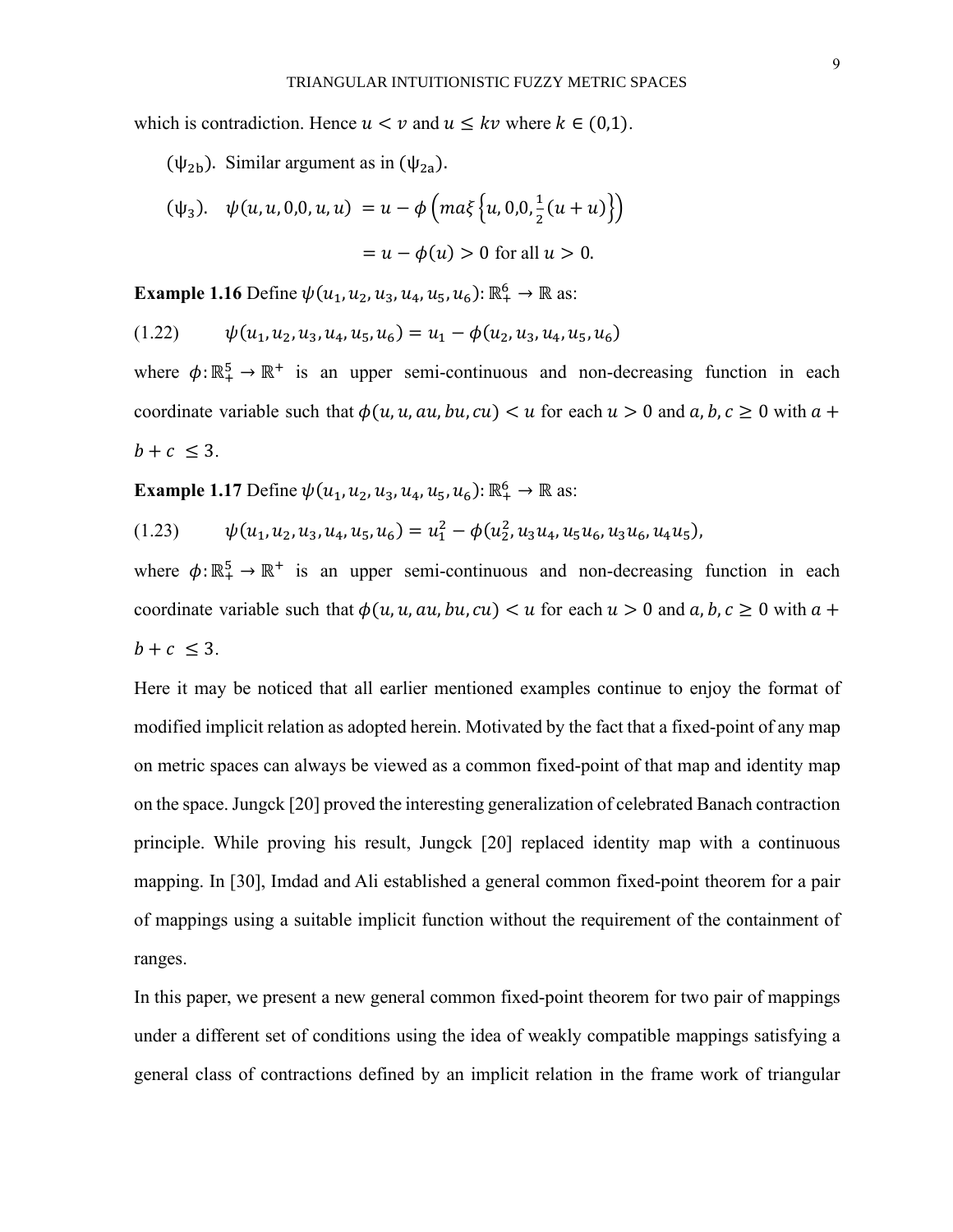which is contradiction. Hence $u < v$ and $u \leq kv$ where $k \in (0,1)$.

($\psi_{2b}$). Similar argument as in ($\psi_{2a}$).

($\psi_3$). $\psi(u, u, 0,0, u, u) = u - \phi\left(ma\xi\left\{u, 0,0, \frac{1}{2}(u + u)\right\}\right)$

$$= u - \phi(u) > 0 \text{ for all } u > 0.$$

**Example 1.16** Define $\psi(u_1, u_2, u_3, u_4, u_5, u_6): \mathbb{R}_+^6 \to \mathbb{R}$ as:

(1.22) $\qquad \psi(u_1, u_2, u_3, u_4, u_5, u_6) = u_1 - \phi(u_2, u_3, u_4, u_5, u_6)$

where $\phi: \mathbb{R}_+^5 \to \mathbb{R}^+$ is an upper semi-continuous and non-decreasing function in each coordinate variable such that $\phi(u, u, au, bu, cu) < u$ for each $u > 0$ and $a, b, c \geq 0$ with $a + b + c \leq 3$.

**Example 1.17** Define $\psi(u_1, u_2, u_3, u_4, u_5, u_6): \mathbb{R}_+^6 \to \mathbb{R}$ as:

(1.23) $\qquad \psi(u_1, u_2, u_3, u_4, u_5, u_6) = u_1^2 - \phi(u_2^2, u_3 u_4, u_5 u_6, u_3 u_6, u_4 u_5),$

where $\phi: \mathbb{R}_+^5 \to \mathbb{R}^+$ is an upper semi-continuous and non-decreasing function in each coordinate variable such that $\phi(u, u, au, bu, cu) < u$ for each $u > 0$ and $a, b, c \geq 0$ with $a + b + c \leq 3$.

Here it may be noticed that all earlier mentioned examples continue to enjoy the format of modified implicit relation as adopted herein. Motivated by the fact that a fixed-point of any map on metric spaces can always be viewed as a common fixed-point of that map and identity map on the space. Jungck [20] proved the interesting generalization of celebrated Banach contraction principle. While proving his result, Jungck [20] replaced identity map with a continuous mapping. In [30], Imdad and Ali established a general common fixed-point theorem for a pair of mappings using a suitable implicit function without the requirement of the containment of ranges.

In this paper, we present a new general common fixed-point theorem for two pair of mappings under a different set of conditions using the idea of weakly compatible mappings satisfying a general class of contractions defined by an implicit relation in the frame work of triangular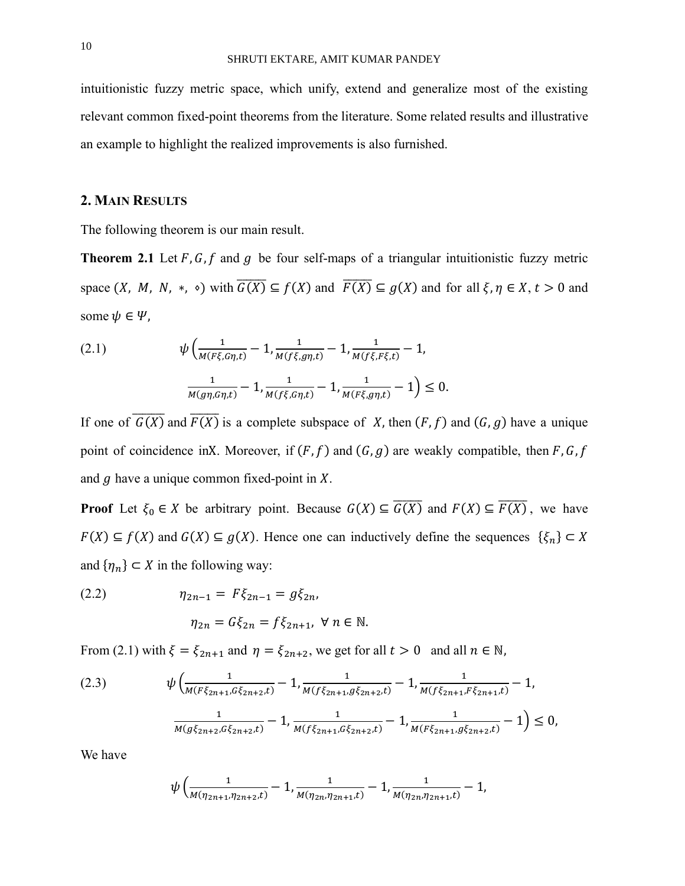intuitionistic fuzzy metric space, which unify, extend and generalize most of the existing relevant common fixed-point theorems from the literature. Some related results and illustrative an example to highlight the realized improvements is also furnished.

## 2. Main Results

The following theorem is our main result.

**Theorem 2.1** Let $F, G, f$ and $g$ be four self-maps of a triangular intuitionistic fuzzy metric space $(X,\ M,\ N,\ *,\ \diamond)$ with $\overline{G(X)} \subseteq f(X)$ and $\overline{F(X)} \subseteq g(X)$ and for all $\xi, \eta \in X$, $t > 0$ and some $\psi \in \Psi$,

$$\psi\Big(\frac{1}{M(F\xi,G\eta,t)} - 1, \frac{1}{M(f\xi,g\eta,t)} - 1, \frac{1}{M(f\xi,F\xi,t)} - 1,$$
$$\frac{1}{M(g\eta,G\eta,t)} - 1, \frac{1}{M(f\xi,G\eta,t)} - 1, \frac{1}{M(F\xi,g\eta,t)} - 1\Big) \leq 0. \tag{2.1}$$

If one of $\overline{G(X)}$ and $\overline{F(X)}$ is a complete subspace of $X$, then $(F, f)$ and $(G, g)$ have a unique point of coincidence inX. Moreover, if $(F, f)$ and $(G, g)$ are weakly compatible, then $F, G, f$ and $g$ have a unique common fixed-point in $X$.

**Proof** Let $\xi_0 \in X$ be arbitrary point. Because $G(X) \subseteq \overline{G(X)}$ and $F(X) \subseteq \overline{F(X)}$, we have $F(X) \subseteq f(X)$ and $G(X) \subseteq g(X)$. Hence one can inductively define the sequences $\{\xi_n\} \subset X$ and $\{\eta_n\} \subset X$ in the following way:

$$\eta_{2n-1} = F\xi_{2n-1} = g\xi_{2n},$$
$$\eta_{2n} = G\xi_{2n} = f\xi_{2n+1},\ \forall\ n \in \mathbb{N}. \tag{2.2}$$

From (2.1) with $\xi = \xi_{2n+1}$ and $\eta = \xi_{2n+2}$, we get for all $t > 0$ and all $n \in \mathbb{N}$,

$$\psi\Big(\frac{1}{M(F\xi_{2n+1},G\xi_{2n+2},t)} - 1, \frac{1}{M(f\xi_{2n+1},g\xi_{2n+2},t)} - 1, \frac{1}{M(f\xi_{2n+1},F\xi_{2n+1},t)} - 1,$$
$$\frac{1}{M(g\xi_{2n+2},G\xi_{2n+2},t)} - 1, \frac{1}{M(f\xi_{2n+1},G\xi_{2n+2},t)} - 1, \frac{1}{M(F\xi_{2n+1},g\xi_{2n+2},t)} - 1\Big) \leq 0, \tag{2.3}$$

We have

$$\psi\Big(\frac{1}{M(\eta_{2n+1},\eta_{2n+2},t)} - 1, \frac{1}{M(\eta_{2n},\eta_{2n+1},t)} - 1, \frac{1}{M(\eta_{2n},\eta_{2n+1},t)} - 1,$$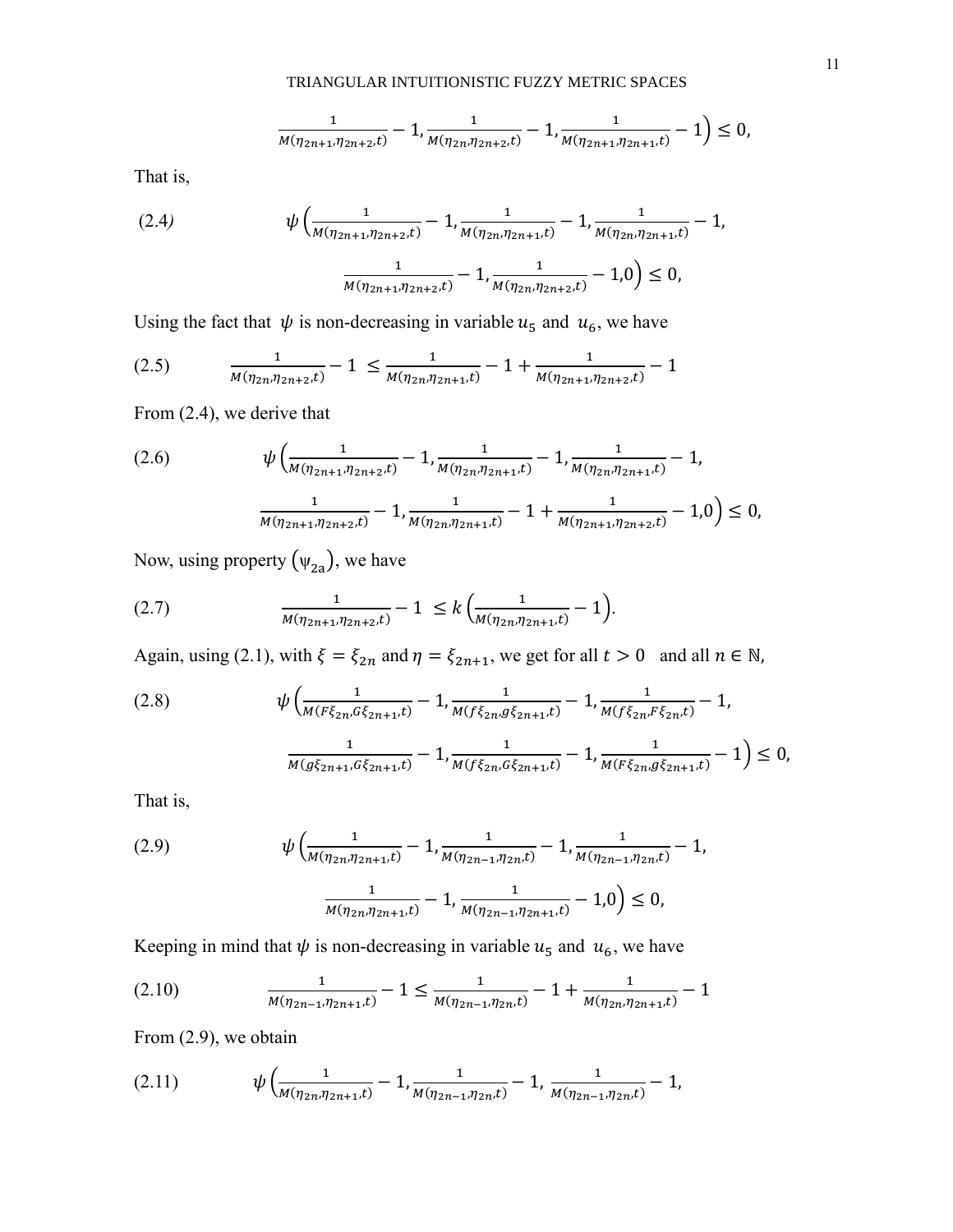$$\frac{1}{M(\eta_{2n+1},\eta_{2n+2},t)}-1,\frac{1}{M(\eta_{2n},\eta_{2n+2},t)}-1,\frac{1}{M(\eta_{2n+1},\eta_{2n+1},t)}-1\Big)\leq 0,$$

That is,

$$\text{(2.4)}\qquad \psi\Big(\frac{1}{M(\eta_{2n+1},\eta_{2n+2},t)}-1,\frac{1}{M(\eta_{2n},\eta_{2n+1},t)}-1,\frac{1}{M(\eta_{2n},\eta_{2n+1},t)}-1,$$

$$\frac{1}{M(\eta_{2n+1},\eta_{2n+2},t)}-1,\frac{1}{M(\eta_{2n},\eta_{2n+2},t)}-1,0\Big)\leq 0,$$

Using the fact that $\psi$ is non-decreasing in variable $u_5$ and $u_6$, we have

$$\text{(2.5)}\qquad \frac{1}{M(\eta_{2n},\eta_{2n+2},t)}-1\ \leq \frac{1}{M(\eta_{2n},\eta_{2n+1},t)}-1+\frac{1}{M(\eta_{2n+1},\eta_{2n+2},t)}-1$$

From (2.4), we derive that

$$\text{(2.6)}\qquad \psi\Big(\frac{1}{M(\eta_{2n+1},\eta_{2n+2},t)}-1,\frac{1}{M(\eta_{2n},\eta_{2n+1},t)}-1,\frac{1}{M(\eta_{2n},\eta_{2n+1},t)}-1,$$

$$\frac{1}{M(\eta_{2n+1},\eta_{2n+2},t)}-1,\frac{1}{M(\eta_{2n},\eta_{2n+1},t)}-1+\frac{1}{M(\eta_{2n+1},\eta_{2n+2},t)}-1,0\Big)\leq 0,$$

Now, using property $(\psi_{2a})$, we have

$$\text{(2.7)}\qquad \frac{1}{M(\eta_{2n+1},\eta_{2n+2},t)}-1\ \leq k\left(\frac{1}{M(\eta_{2n},\eta_{2n+1},t)}-1\right).$$

Again, using (2.1), with $\xi=\xi_{2n}$ and $\eta=\xi_{2n+1}$, we get for all $t>0$ and all $n\in\mathbb{N}$,

$$\text{(2.8)}\qquad \psi\Big(\frac{1}{M(F\xi_{2n},G\xi_{2n+1},t)}-1,\frac{1}{M(f\xi_{2n},g\xi_{2n+1},t)}-1,\frac{1}{M(f\xi_{2n},F\xi_{2n},t)}-1,$$

$$\frac{1}{M(g\xi_{2n+1},G\xi_{2n+1},t)}-1,\frac{1}{M(f\xi_{2n},G\xi_{2n+1},t)}-1,\frac{1}{M(F\xi_{2n},g\xi_{2n+1},t)}-1\Big)\leq 0,$$

That is,

$$\text{(2.9)}\qquad \psi\Big(\frac{1}{M(\eta_{2n},\eta_{2n+1},t)}-1,\frac{1}{M(\eta_{2n-1},\eta_{2n},t)}-1,\frac{1}{M(\eta_{2n-1},\eta_{2n},t)}-1,$$

$$\frac{1}{M(\eta_{2n},\eta_{2n+1},t)}-1,\frac{1}{M(\eta_{2n-1},\eta_{2n+1},t)}-1,0\Big)\leq 0,$$

Keeping in mind that $\psi$ is non-decreasing in variable $u_5$ and $u_6$, we have

$$\text{(2.10)}\qquad \frac{1}{M(\eta_{2n-1},\eta_{2n+1},t)}-1\leq\frac{1}{M(\eta_{2n-1},\eta_{2n},t)}-1+\frac{1}{M(\eta_{2n},\eta_{2n+1},t)}-1$$

From (2.9), we obtain

$$\text{(2.11)}\qquad \psi\Big(\frac{1}{M(\eta_{2n},\eta_{2n+1},t)}-1,\frac{1}{M(\eta_{2n-1},\eta_{2n},t)}-1,\ \frac{1}{M(\eta_{2n-1},\eta_{2n},t)}-1,$$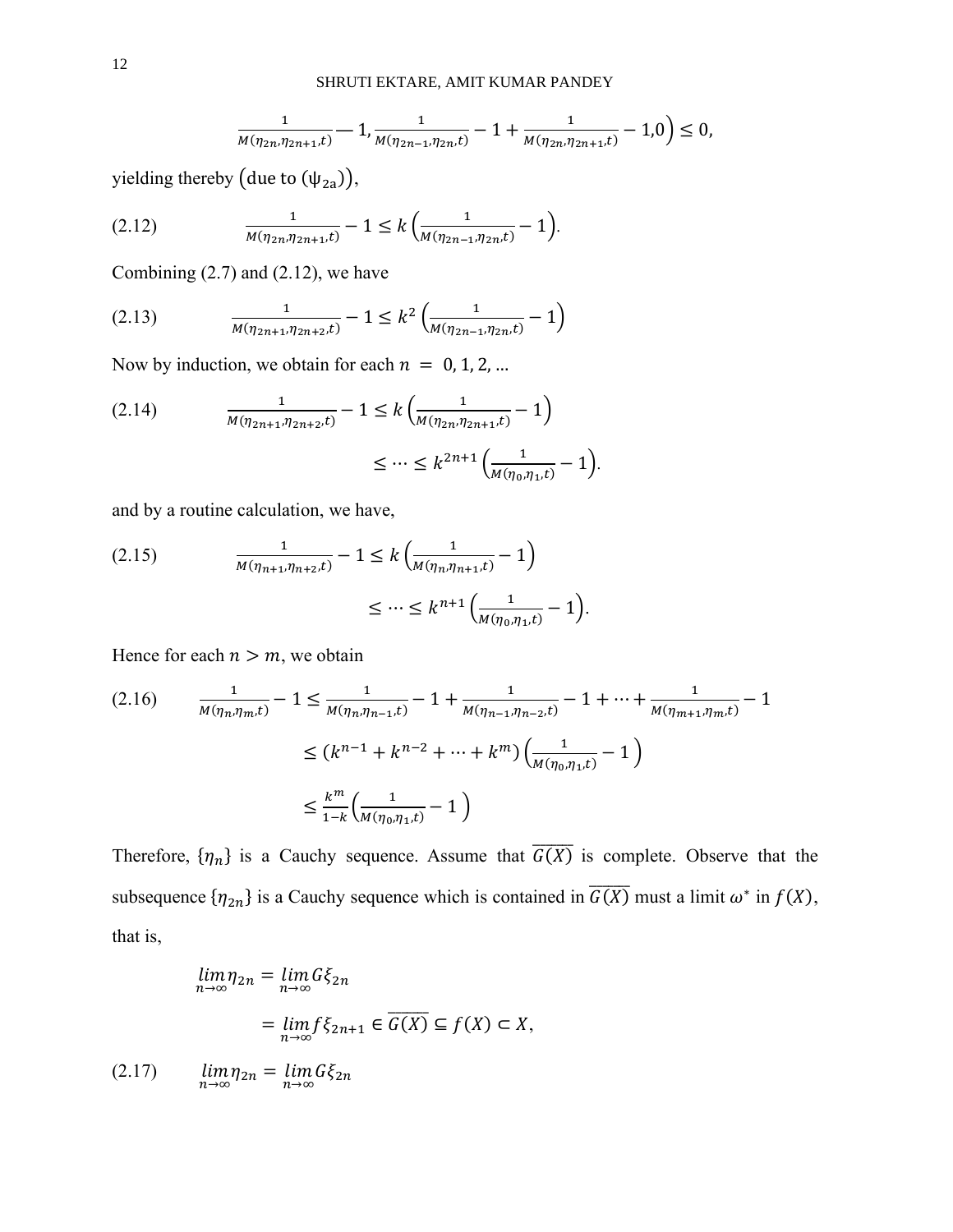$$\frac{1}{M(\eta_{2n},\eta_{2n+1},t)} - 1, \frac{1}{M(\eta_{2n-1},\eta_{2n},t)} - 1 + \frac{1}{M(\eta_{2n},\eta_{2n+1},t)} - 1, 0\Big) \leq 0,$$

yielding thereby (due to $(\psi_{2a})$),

$$\frac{1}{M(\eta_{2n},\eta_{2n+1},t)} - 1 \leq k\left(\frac{1}{M(\eta_{2n-1},\eta_{2n},t)} - 1\right). \tag{2.12}$$

Combining (2.7) and (2.12), we have

$$\frac{1}{M(\eta_{2n+1},\eta_{2n+2},t)} - 1 \leq k^2\left(\frac{1}{M(\eta_{2n-1},\eta_{2n},t)} - 1\right) \tag{2.13}$$

Now by induction, we obtain for each $n = 0, 1, 2, \ldots$

$$\frac{1}{M(\eta_{2n+1},\eta_{2n+2},t)} - 1 \leq k\left(\frac{1}{M(\eta_{2n},\eta_{2n+1},t)} - 1\right) \tag{2.14}$$

$$\leq \cdots \leq k^{2n+1}\left(\frac{1}{M(\eta_0,\eta_1,t)} - 1\right).$$

and by a routine calculation, we have,

$$\frac{1}{M(\eta_{n+1},\eta_{n+2},t)} - 1 \leq k\left(\frac{1}{M(\eta_n,\eta_{n+1},t)} - 1\right) \tag{2.15}$$

$$\leq \cdots \leq k^{n+1}\left(\frac{1}{M(\eta_0,\eta_1,t)} - 1\right).$$

Hence for each $n > m$, we obtain

$$\frac{1}{M(\eta_n,\eta_m,t)} - 1 \leq \frac{1}{M(\eta_n,\eta_{n-1},t)} - 1 + \frac{1}{M(\eta_{n-1},\eta_{n-2},t)} - 1 + \cdots + \frac{1}{M(\eta_{m+1},\eta_m,t)} - 1 \tag{2.16}$$

$$\leq (k^{n-1} + k^{n-2} + \cdots + k^m)\left(\frac{1}{M(\eta_0,\eta_1,t)} - 1\right)$$

$$\leq \frac{k^m}{1-k}\left(\frac{1}{M(\eta_0,\eta_1,t)} - 1\right)$$

Therefore, $\{\eta_n\}$ is a Cauchy sequence. Assume that $\overline{G(X)}$ is complete. Observe that the subsequence $\{\eta_{2n}\}$ is a Cauchy sequence which is contained in $\overline{G(X)}$ must a limit $\omega^*$ in $f(X)$, that is,

$$\lim_{n\to\infty} \eta_{2n} = \lim_{n\to\infty} G\xi_{2n}$$

$$= \lim_{n\to\infty} f\xi_{2n+1} \in \overline{G(X)} \subseteq f(X) \subset X,$$

$$\lim_{n\to\infty} \eta_{2n} = \lim_{n\to\infty} G\xi_{2n} \tag{2.17}$$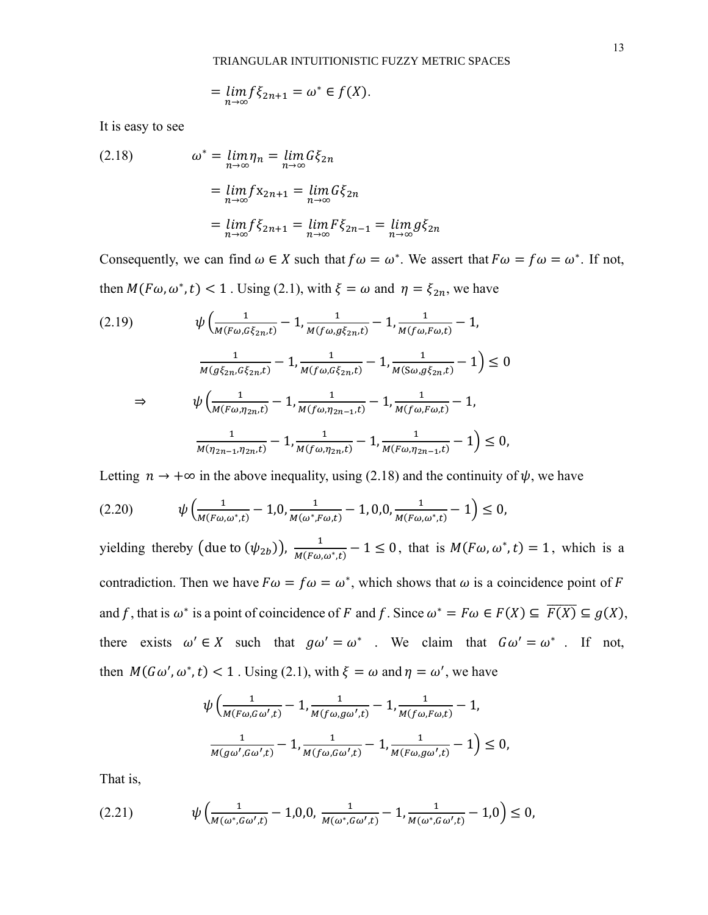$$= \lim_{n\to\infty} f\xi_{2n+1} = \omega^* \in f(X).$$

It is easy to see

$$\begin{aligned}
(2.18) \qquad \omega^* &= \lim_{n\to\infty} \eta_n = \lim_{n\to\infty} G\xi_{2n} \\
&= \lim_{n\to\infty} f\mathrm{x}_{2n+1} = \lim_{n\to\infty} G\xi_{2n} \\
&= \lim_{n\to\infty} f\xi_{2n+1} = \lim_{n\to\infty} F\xi_{2n-1} = \lim_{n\to\infty} g\xi_{2n}
\end{aligned}$$

Consequently, we can find $\omega \in X$ such that $f\omega = \omega^*$. We assert that $F\omega = f\omega = \omega^*$. If not, then $M(F\omega, \omega^*, t) < 1$ . Using (2.1), with $\xi = \omega$ and $\eta = \xi_{2n}$, we have

$$\begin{aligned}
(2.19) \qquad & \psi\Big(\tfrac{1}{M(F\omega, G\xi_{2n}, t)} - 1, \tfrac{1}{M(f\omega, g\xi_{2n}, t)} - 1, \tfrac{1}{M(f\omega, F\omega, t)} - 1, \\
& \tfrac{1}{M(g\xi_{2n}, G\xi_{2n}, t)} - 1, \tfrac{1}{M(f\omega, G\xi_{2n}, t)} - 1, \tfrac{1}{M(\mathrm{S}\omega, g\xi_{2n}, t)} - 1\Big) \le 0 \\
\Rightarrow \qquad & \psi\Big(\tfrac{1}{M(F\omega, \eta_{2n}, t)} - 1, \tfrac{1}{M(f\omega, \eta_{2n-1}, t)} - 1, \tfrac{1}{M(f\omega, F\omega, t)} - 1, \\
& \tfrac{1}{M(\eta_{2n-1}, \eta_{2n}, t)} - 1, \tfrac{1}{M(f\omega, \eta_{2n}, t)} - 1, \tfrac{1}{M(F\omega, \eta_{2n-1}, t)} - 1\Big) \le 0,
\end{aligned}$$

Letting $n \to +\infty$ in the above inequality, using (2.18) and the continuity of $\psi$, we have

$$(2.20) \qquad \psi\Big(\tfrac{1}{M(F\omega, \omega^*, t)} - 1, 0, \tfrac{1}{M(\omega^*, F\omega, t)} - 1, 0, 0, \tfrac{1}{M(F\omega, \omega^*, t)} - 1\Big) \le 0,$$

yielding thereby (due to $(\psi_{2b})$), $\frac{1}{M(F\omega, \omega^*, t)} - 1 \le 0$, that is $M(F\omega, \omega^*, t) = 1$, which is a contradiction. Then we have $F\omega = f\omega = \omega^*$, which shows that $\omega$ is a coincidence point of $F$ and $f$, that is $\omega^*$ is a point of coincidence of $F$ and $f$. Since $\omega^* = F\omega \in F(X) \subseteq \overline{F(X)} \subseteq g(X)$, there exists $\omega' \in X$ such that $g\omega' = \omega^*$ . We claim that $G\omega' = \omega^*$ . If not, then $M(G\omega', \omega^*, t) < 1$ . Using (2.1), with $\xi = \omega$ and $\eta = \omega'$, we have

$$\begin{aligned}
& \psi\Big(\tfrac{1}{M(F\omega, G\omega', t)} - 1, \tfrac{1}{M(f\omega, g\omega', t)} - 1, \tfrac{1}{M(f\omega, F\omega, t)} - 1, \\
& \tfrac{1}{M(g\omega', G\omega', t)} - 1, \tfrac{1}{M(f\omega, G\omega', t)} - 1, \tfrac{1}{M(F\omega, g\omega', t)} - 1\Big) \le 0,
\end{aligned}$$

That is,

$$(2.21) \qquad \psi\Big(\tfrac{1}{M(\omega^*, G\omega', t)} - 1, 0, 0, \tfrac{1}{M(\omega^*, G\omega', t)} - 1, \tfrac{1}{M(\omega^*, G\omega', t)} - 1, 0\Big) \le 0,$$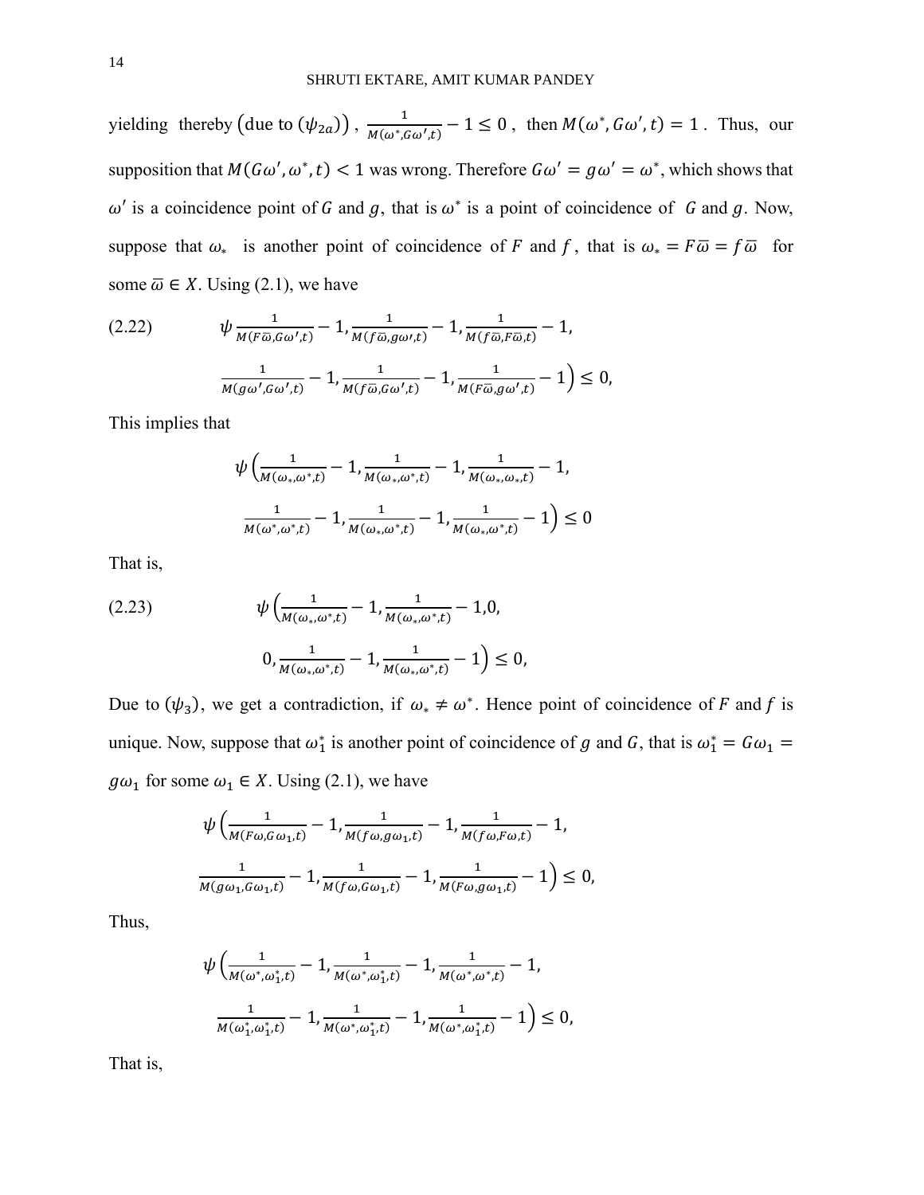yielding thereby (due to $(\psi_{2a})$), $\frac{1}{M(\omega^*, G\omega', t)} - 1 \leq 0$, then $M(\omega^*, G\omega', t) = 1$. Thus, our supposition that $M(G\omega', \omega^*, t) < 1$ was wrong. Therefore $G\omega' = g\omega' = \omega^*$, which shows that $\omega'$ is a coincidence point of $G$ and $g$, that is $\omega^*$ is a point of coincidence of $G$ and $g$. Now, suppose that $\omega_*$ is another point of coincidence of $F$ and $f$, that is $\omega_* = F\overline{\omega} = f\overline{\omega}$ for some $\overline{\omega} \in X$. Using (2.1), we have

(2.22)
$$\psi \frac{1}{M(F\overline{\omega}, G\omega', t)} - 1, \frac{1}{M(f\overline{\omega}, g\omega', t)} - 1, \frac{1}{M(f\overline{\omega}, F\overline{\omega}, t)} - 1,$$
$$\frac{1}{M(g\omega', G\omega', t)} - 1, \frac{1}{M(f\overline{\omega}, G\omega', t)} - 1, \frac{1}{M(F\overline{\omega}, g\omega', t)} - 1\Big) \leq 0,$$

This implies that

$$\psi\Big(\frac{1}{M(\omega_*, \omega^*, t)} - 1, \frac{1}{M(\omega_*, \omega^*, t)} - 1, \frac{1}{M(\omega_*, \omega_*, t)} - 1,$$
$$\frac{1}{M(\omega^*, \omega^*, t)} - 1, \frac{1}{M(\omega_*, \omega^*, t)} - 1, \frac{1}{M(\omega_*, \omega^*, t)} - 1\Big) \leq 0$$

That is,

(2.23)
$$\psi\Big(\frac{1}{M(\omega_*, \omega^*, t)} - 1, \frac{1}{M(\omega_*, \omega^*, t)} - 1, 0,$$
$$0, \frac{1}{M(\omega_*, \omega^*, t)} - 1, \frac{1}{M(\omega_*, \omega^*, t)} - 1\Big) \leq 0,$$

Due to $(\psi_3)$, we get a contradiction, if $\omega_* \neq \omega^*$. Hence point of coincidence of $F$ and $f$ is unique. Now, suppose that $\omega_1^*$ is another point of coincidence of $g$ and $G$, that is $\omega_1^* = G\omega_1 = g\omega_1$ for some $\omega_1 \in X$. Using (2.1), we have

$$\psi\Big(\frac{1}{M(F\omega, G\omega_1, t)} - 1, \frac{1}{M(f\omega, g\omega_1, t)} - 1, \frac{1}{M(f\omega, F\omega, t)} - 1,$$
$$\frac{1}{M(g\omega_1, G\omega_1, t)} - 1, \frac{1}{M(f\omega, G\omega_1, t)} - 1, \frac{1}{M(F\omega, g\omega_1, t)} - 1\Big) \leq 0,$$

Thus,

$$\psi\Big(\frac{1}{M(\omega^*, \omega_1^*, t)} - 1, \frac{1}{M(\omega^*, \omega_1^*, t)} - 1, \frac{1}{M(\omega^*, \omega^*, t)} - 1,$$
$$\frac{1}{M(\omega_1^*, \omega_1^*, t)} - 1, \frac{1}{M(\omega^*, \omega_1^*, t)} - 1, \frac{1}{M(\omega^*, \omega_1^*, t)} - 1\Big) \leq 0,$$

That is,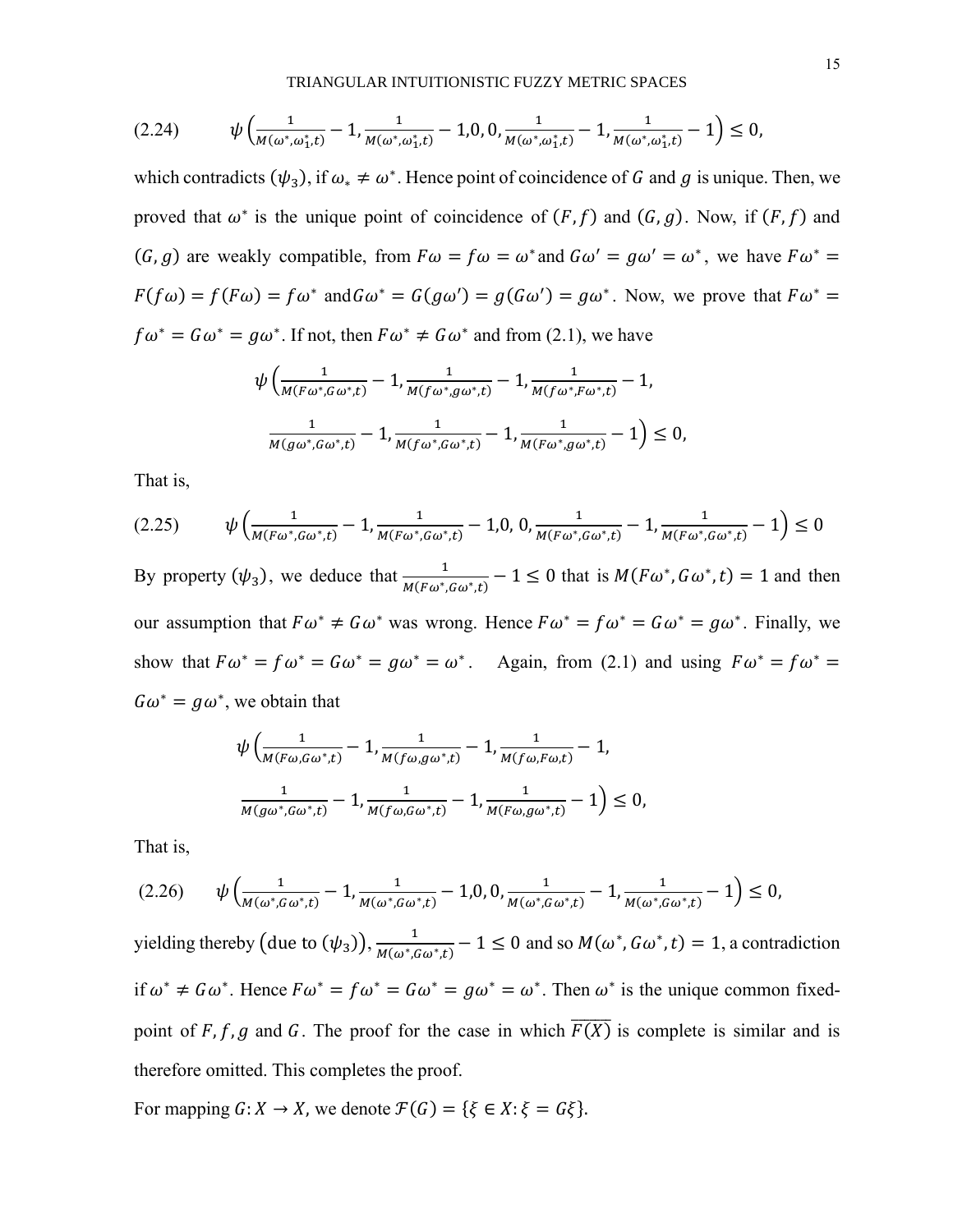$$\psi\left(\frac{1}{M(\omega^*,\omega_1^*,t)}-1,\frac{1}{M(\omega^*,\omega_1^*,t)}-1,0,0,\frac{1}{M(\omega^*,\omega_1^*,t)}-1,\frac{1}{M(\omega^*,\omega_1^*,t)}-1\right)\leq 0, \tag{2.24}$$

which contradicts $(\psi_3)$, if $\omega_* \neq \omega^*$. Hence point of coincidence of $G$ and $g$ is unique. Then, we proved that $\omega^*$ is the unique point of coincidence of $(F,f)$ and $(G,g)$. Now, if $(F,f)$ and $(G,g)$ are weakly compatible, from $F\omega = f\omega = \omega^*$ and $G\omega' = g\omega' = \omega^*$, we have $F\omega^* = F(f\omega) = f(F\omega) = f\omega^*$ and $G\omega^* = G(g\omega') = g(G\omega') = g\omega^*$. Now, we prove that $F\omega^* = f\omega^* = G\omega^* = g\omega^*$. If not, then $F\omega^* \neq G\omega^*$ and from (2.1), we have

$$\psi\Big(\frac{1}{M(F\omega^*,G\omega^*,t)}-1,\frac{1}{M(f\omega^*,g\omega^*,t)}-1,\frac{1}{M(f\omega^*,F\omega^*,t)}-1,$$
$$\frac{1}{M(g\omega^*,G\omega^*,t)}-1,\frac{1}{M(f\omega^*,G\omega^*,t)}-1,\frac{1}{M(F\omega^*,g\omega^*,t)}-1\Big)\leq 0,$$

That is,

$$\psi\left(\frac{1}{M(F\omega^*,G\omega^*,t)}-1,\frac{1}{M(F\omega^*,G\omega^*,t)}-1,0,0,\frac{1}{M(F\omega^*,G\omega^*,t)}-1,\frac{1}{M(F\omega^*,G\omega^*,t)}-1\right)\leq 0 \tag{2.25}$$

By property $(\psi_3)$, we deduce that $\frac{1}{M(F\omega^*,G\omega^*,t)}-1\leq 0$ that is $M(F\omega^*,G\omega^*,t)=1$ and then our assumption that $F\omega^* \neq G\omega^*$ was wrong. Hence $F\omega^* = f\omega^* = G\omega^* = g\omega^*$. Finally, we show that $F\omega^* = f\omega^* = G\omega^* = g\omega^* = \omega^*$. Again, from (2.1) and using $F\omega^* = f\omega^* = G\omega^* = g\omega^*$, we obtain that

$$\psi\Big(\frac{1}{M(F\omega,G\omega^*,t)}-1,\frac{1}{M(f\omega,g\omega^*,t)}-1,\frac{1}{M(f\omega,F\omega,t)}-1,$$
$$\frac{1}{M(g\omega^*,G\omega^*,t)}-1,\frac{1}{M(f\omega,G\omega^*,t)}-1,\frac{1}{M(F\omega,g\omega^*,t)}-1\Big)\leq 0,$$

That is,

$$\psi\left(\frac{1}{M(\omega^*,G\omega^*,t)}-1,\frac{1}{M(\omega^*,G\omega^*,t)}-1,0,0,\frac{1}{M(\omega^*,G\omega^*,t)}-1,\frac{1}{M(\omega^*,G\omega^*,t)}-1\right)\leq 0, \tag{2.26}$$

yielding thereby (due to $(\psi_3)$), $\frac{1}{M(\omega^*,G\omega^*,t)}-1\leq 0$ and so $M(\omega^*,G\omega^*,t)=1$, a contradiction if $\omega^* \neq G\omega^*$. Hence $F\omega^* = f\omega^* = G\omega^* = g\omega^* = \omega^*$. Then $\omega^*$ is the unique common fixed-point of $F, f, g$ and $G$. The proof for the case in which $\overline{F(X)}$ is complete is similar and is therefore omitted. This completes the proof.

For mapping $G: X \to X$, we denote $\mathcal{F}(G) = \{\xi \in X: \xi = G\xi\}$.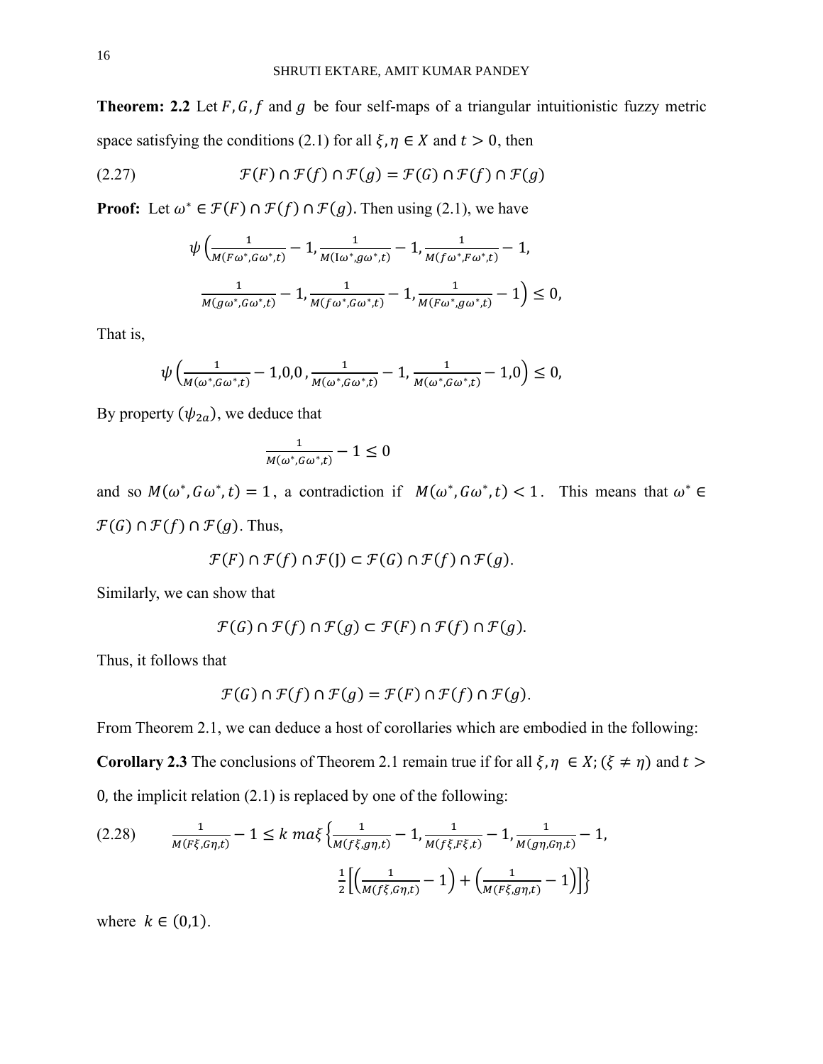**Theorem: 2.2** Let $F, G, f$ and $g$ be four self-maps of a triangular intuitionistic fuzzy metric space satisfying the conditions (2.1) for all $\xi, \eta \in X$ and $t > 0$, then

$$\mathcal{F}(F) \cap \mathcal{F}(f) \cap \mathcal{F}(g) = \mathcal{F}(G) \cap \mathcal{F}(f) \cap \mathcal{F}(g) \tag{2.27}$$

**Proof:** Let $\omega^* \in \mathcal{F}(F) \cap \mathcal{F}(f) \cap \mathcal{F}(g)$. Then using (2.1), we have

$$\psi\left(\frac{1}{M(F\omega^*,G\omega^*,t)} - 1, \frac{1}{M(\mathrm{I}\omega^*,g\omega^*,t)} - 1, \frac{1}{M(f\omega^*,F\omega^*,t)} - 1,\right.$$

$$\left.\frac{1}{M(g\omega^*,G\omega^*,t)} - 1, \frac{1}{M(f\omega^*,G\omega^*,t)} - 1, \frac{1}{M(F\omega^*,g\omega^*,t)} - 1\right) \leq 0,$$

That is,

$$\psi\left(\frac{1}{M(\omega^*,G\omega^*,t)} - 1, 0, 0, \frac{1}{M(\omega^*,G\omega^*,t)} - 1, \frac{1}{M(\omega^*,G\omega^*,t)} - 1, 0\right) \leq 0,$$

By property $(\psi_{2a})$, we deduce that

$$\frac{1}{M(\omega^*,G\omega^*,t)} - 1 \leq 0$$

and so $M(\omega^*, G\omega^*, t) = 1$, a contradiction if $M(\omega^*, G\omega^*, t) < 1$. This means that $\omega^* \in \mathcal{F}(G) \cap \mathcal{F}(f) \cap \mathcal{F}(g)$. Thus,

$$\mathcal{F}(F) \cap \mathcal{F}(f) \cap \mathcal{F}(\mathrm{J}) \subset \mathcal{F}(G) \cap \mathcal{F}(f) \cap \mathcal{F}(g).$$

Similarly, we can show that

$$\mathcal{F}(G) \cap \mathcal{F}(f) \cap \mathcal{F}(g) \subset \mathcal{F}(F) \cap \mathcal{F}(f) \cap \mathcal{F}(g).$$

Thus, it follows that

$$\mathcal{F}(G) \cap \mathcal{F}(f) \cap \mathcal{F}(g) = \mathcal{F}(F) \cap \mathcal{F}(f) \cap \mathcal{F}(g).$$

From Theorem 2.1, we can deduce a host of corollaries which are embodied in the following:

**Corollary 2.3** The conclusions of Theorem 2.1 remain true if for all $\xi, \eta \in X; (\xi \neq \eta)$ and $t > 0$, the implicit relation (2.1) is replaced by one of the following:

$$\frac{1}{M(F\xi,G\eta,t)} - 1 \leq k\, ma\xi\left\{\frac{1}{M(f\xi,g\eta,t)} - 1, \frac{1}{M(f\xi,F\xi,t)} - 1, \frac{1}{M(g\eta,G\eta,t)} - 1,\right.$$
$$\left.\frac{1}{2}\left[\left(\frac{1}{M(f\xi,G\eta,t)} - 1\right) + \left(\frac{1}{M(F\xi,g\eta,t)} - 1\right)\right]\right\} \tag{2.28}$$

where $k \in (0,1)$.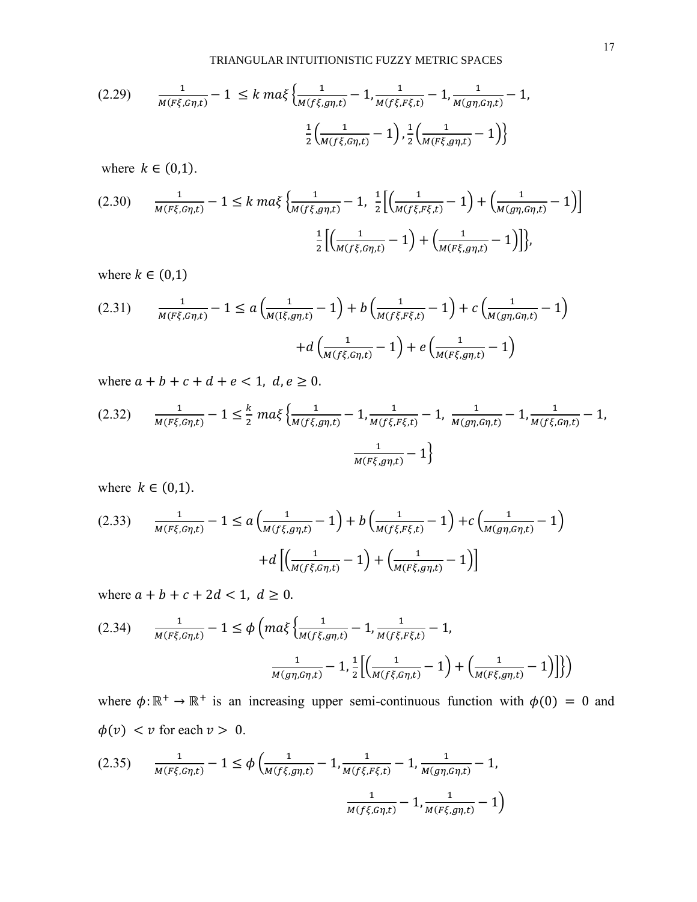$$\text{(2.29)} \qquad \frac{1}{M(F\xi,G\eta,t)}-1 \le k\ ma\xi\left\{\frac{1}{M(f\xi,g\eta,t)}-1,\frac{1}{M(f\xi,F\xi,t)}-1,\frac{1}{M(g\eta,G\eta,t)}-1,\right.$$
$$\left.\frac{1}{2}\left(\frac{1}{M(f\xi,G\eta,t)}-1\right),\frac{1}{2}\left(\frac{1}{M(F\xi,g\eta,t)}-1\right)\right\}$$

where $k \in (0,1)$.

$$\text{(2.30)} \qquad \frac{1}{M(F\xi,G\eta,t)}-1 \le k\ ma\xi\left\{\frac{1}{M(f\xi,g\eta,t)}-1,\ \frac{1}{2}\left[\left(\frac{1}{M(f\xi,F\xi,t)}-1\right)+\left(\frac{1}{M(g\eta,G\eta,t)}-1\right)\right]\right.$$
$$\left.\frac{1}{2}\left[\left(\frac{1}{M(f\xi,G\eta,t)}-1\right)+\left(\frac{1}{M(F\xi,g\eta,t)}-1\right)\right]\right\},$$

where $k \in (0,1)$

$$\text{(2.31)} \qquad \frac{1}{M(F\xi,G\eta,t)}-1 \le a\left(\frac{1}{M(1\xi,g\eta,t)}-1\right)+b\left(\frac{1}{M(f\xi,F\xi,t)}-1\right)+c\left(\frac{1}{M(g\eta,G\eta,t)}-1\right)$$
$$+d\left(\frac{1}{M(f\xi,G\eta,t)}-1\right)+e\left(\frac{1}{M(F\xi,g\eta,t)}-1\right)$$

where $a+b+c+d+e<1,\ d,e \ge 0$.

$$\text{(2.32)} \qquad \frac{1}{M(F\xi,G\eta,t)}-1 \le \frac{k}{2}\ ma\xi\left\{\frac{1}{M(f\xi,g\eta,t)}-1,\frac{1}{M(f\xi,F\xi,t)}-1,\ \frac{1}{M(g\eta,G\eta,t)}-1,\frac{1}{M(f\xi,G\eta,t)}-1,\right.$$
$$\left.\frac{1}{M(F\xi,g\eta,t)}-1\right\}$$

where $k \in (0,1)$.

$$\text{(2.33)} \qquad \frac{1}{M(F\xi,G\eta,t)}-1 \le a\left(\frac{1}{M(f\xi,g\eta,t)}-1\right)+b\left(\frac{1}{M(f\xi,F\xi,t)}-1\right)+c\left(\frac{1}{M(g\eta,G\eta,t)}-1\right)$$
$$+d\left[\left(\frac{1}{M(f\xi,G\eta,t)}-1\right)+\left(\frac{1}{M(F\xi,g\eta,t)}-1\right)\right]$$

where $a+b+c+2d<1,\ d \ge 0$.

$$\text{(2.34)} \qquad \frac{1}{M(F\xi,G\eta,t)}-1 \le \phi\left(ma\xi\left\{\frac{1}{M(f\xi,g\eta,t)}-1,\frac{1}{M(f\xi,F\xi,t)}-1,\right.\right.$$
$$\left.\left.\frac{1}{M(g\eta,G\eta,t)}-1,\frac{1}{2}\left[\left(\frac{1}{M(f\xi,G\eta,t)}-1\right)+\left(\frac{1}{M(F\xi,g\eta,t)}-1\right)\right]\right\}\right)$$

where $\phi:\mathbb{R}^+ \to \mathbb{R}^+$ is an increasing upper semi-continuous function with $\phi(0)=0$ and $\phi(v)<v$ for each $v>0$.

$$\text{(2.35)} \qquad \frac{1}{M(F\xi,G\eta,t)}-1 \le \phi\left(\frac{1}{M(f\xi,g\eta,t)}-1,\frac{1}{M(f\xi,F\xi,t)}-1,\frac{1}{M(g\eta,G\eta,t)}-1,\right.$$
$$\left.\frac{1}{M(f\xi,G\eta,t)}-1,\frac{1}{M(F\xi,g\eta,t)}-1\right)$$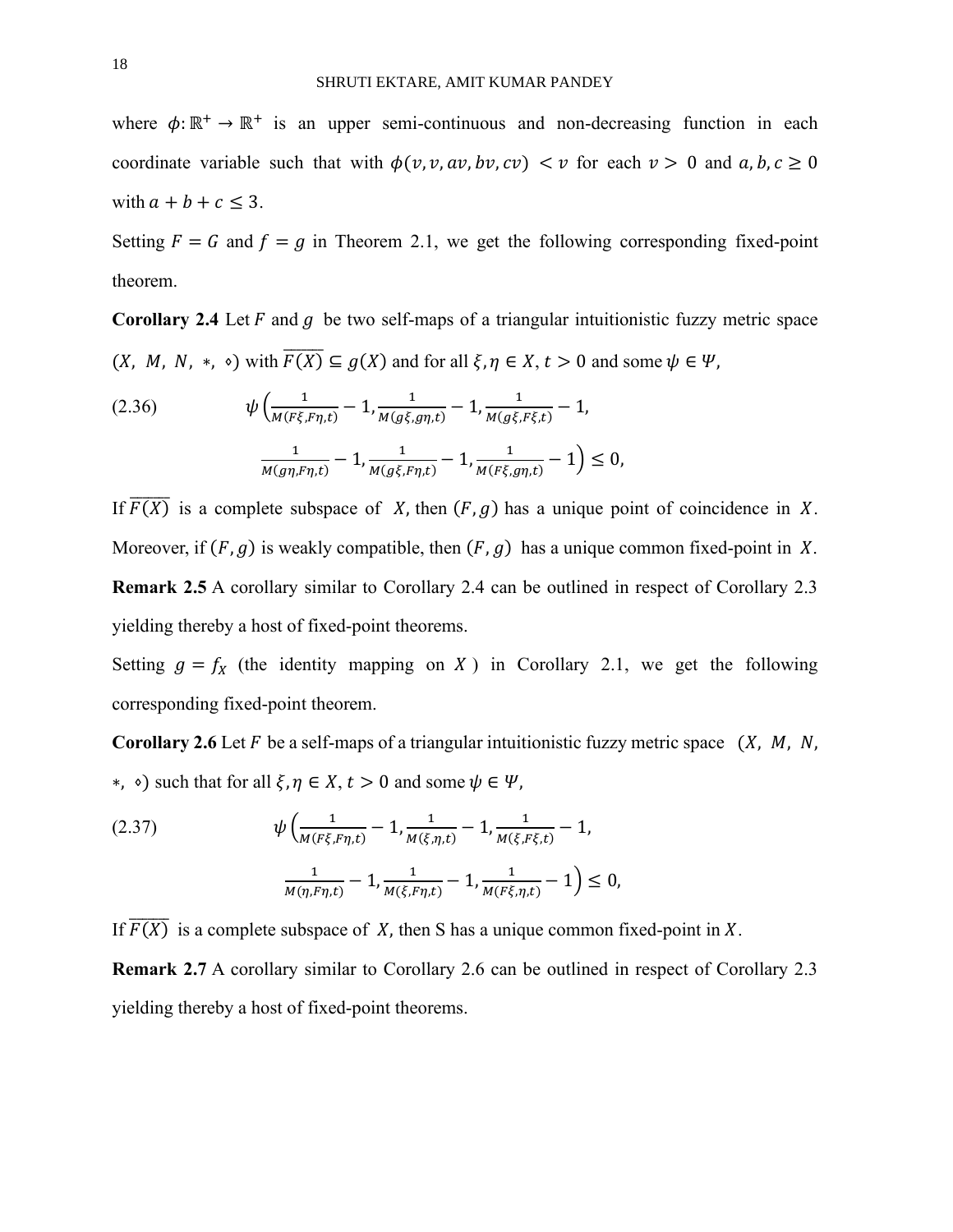where $\phi: \mathbb{R}^+ \to \mathbb{R}^+$ is an upper semi-continuous and non-decreasing function in each coordinate variable such that with $\phi(v, v, av, bv, cv) < v$ for each $v > 0$ and $a, b, c \geq 0$ with $a + b + c \leq 3$.

Setting $F = G$ and $f = g$ in Theorem 2.1, we get the following corresponding fixed-point theorem.

**Corollary 2.4** Let $F$ and $g$ be two self-maps of a triangular intuitionistic fuzzy metric space $(X, M, N, *, \diamond)$ with $\overline{F(X)} \subseteq g(X)$ and for all $\xi, \eta \in X$, $t > 0$ and some $\psi \in \Psi$,

$$\psi\Big(\frac{1}{M(F\xi,F\eta,t)} - 1, \frac{1}{M(g\xi,g\eta,t)} - 1, \frac{1}{M(g\xi,F\xi,t)} - 1, \tag{2.36}$$

$$\frac{1}{M(g\eta,F\eta,t)} - 1, \frac{1}{M(g\xi,F\eta,t)} - 1, \frac{1}{M(F\xi,g\eta,t)} - 1\Big) \leq 0,$$

If $\overline{F(X)}$ is a complete subspace of $X$, then $(F, g)$ has a unique point of coincidence in $X$. Moreover, if $(F, g)$ is weakly compatible, then $(F, g)$ has a unique common fixed-point in $X$.

**Remark 2.5** A corollary similar to Corollary 2.4 can be outlined in respect of Corollary 2.3 yielding thereby a host of fixed-point theorems.

Setting $g = f_X$ (the identity mapping on $X$ ) in Corollary 2.1, we get the following corresponding fixed-point theorem.

**Corollary 2.6** Let $F$ be a self-maps of a triangular intuitionistic fuzzy metric space $(X, M, N, *, \diamond)$ such that for all $\xi, \eta \in X$, $t > 0$ and some $\psi \in \Psi$,

$$\psi\Big(\frac{1}{M(F\xi,F\eta,t)} - 1, \frac{1}{M(\xi,\eta,t)} - 1, \frac{1}{M(\xi,F\xi,t)} - 1, \tag{2.37}$$

$$\frac{1}{M(\eta,F\eta,t)} - 1, \frac{1}{M(\xi,F\eta,t)} - 1, \frac{1}{M(F\xi,\eta,t)} - 1\Big) \leq 0,$$

If $\overline{F(X)}$ is a complete subspace of $X$, then S has a unique common fixed-point in $X$.

**Remark 2.7** A corollary similar to Corollary 2.6 can be outlined in respect of Corollary 2.3 yielding thereby a host of fixed-point theorems.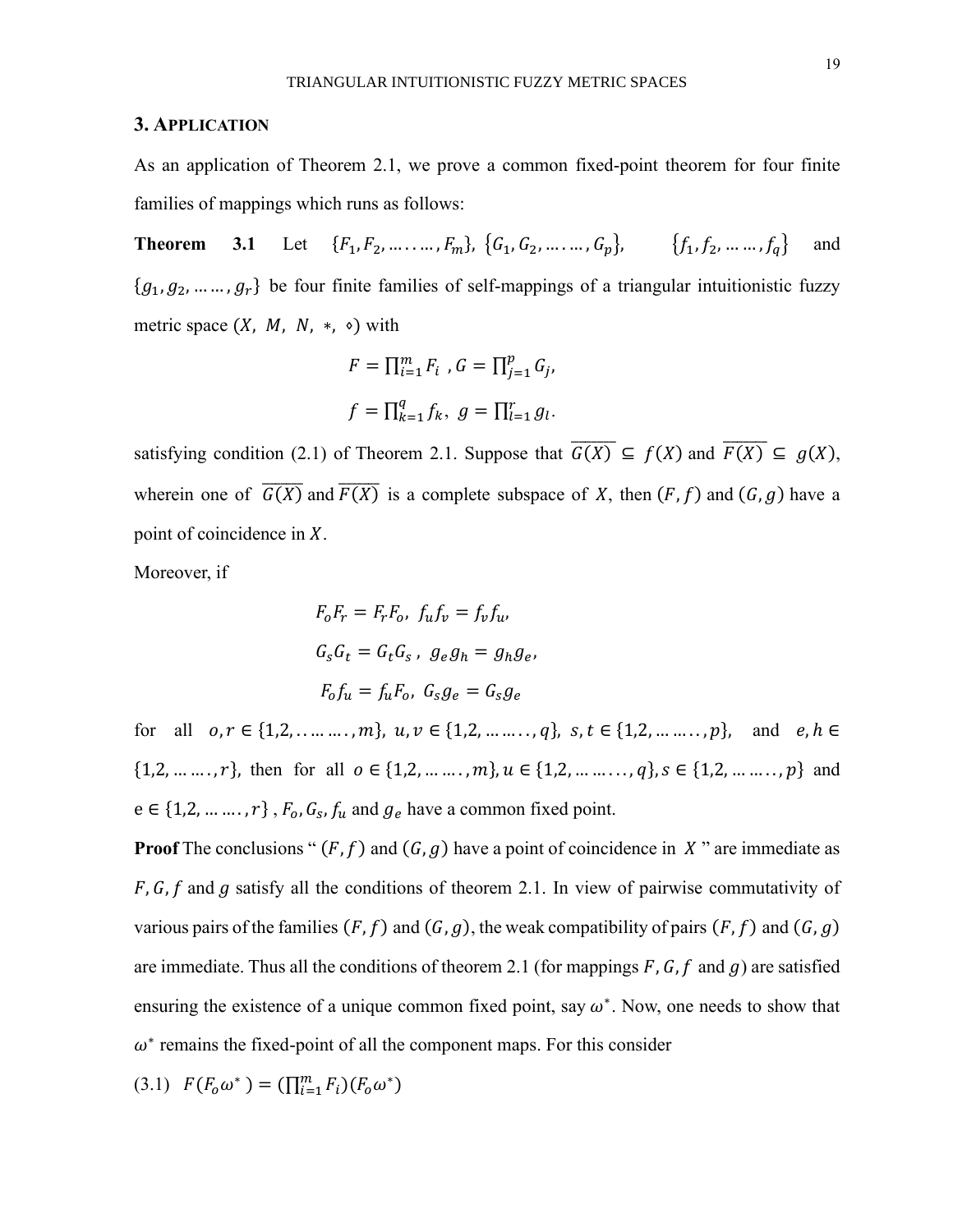## 3. Application

As an application of Theorem 2.1, we prove a common fixed-point theorem for four finite families of mappings which runs as follows:

**Theorem 3.1** Let $\{F_1, F_2, \ldots\ldots, F_m\}$, $\{G_1, G_2, \ldots\ldots, G_p\}$, $\{f_1, f_2, \ldots\ldots, f_q\}$ and $\{g_1, g_2, \ldots\ldots, g_r\}$ be four finite families of self-mappings of a triangular intuitionistic fuzzy metric space $(X, M, N, *, \diamond)$ with

$$F = \prod_{i=1}^{m} F_i \ , G = \prod_{j=1}^{p} G_j,$$

$$f = \prod_{k=1}^{q} f_k, \ g = \prod_{l=1}^{r} g_l.$$

satisfying condition (2.1) of Theorem 2.1. Suppose that $\overline{G(X)} \subseteq f(X)$ and $\overline{F(X)} \subseteq g(X)$, wherein one of $\overline{G(X)}$ and $\overline{F(X)}$ is a complete subspace of $X$, then $(F, f)$ and $(G, g)$ have a point of coincidence in $X$.

Moreover, if

$$F_o F_r = F_r F_o, \ f_u f_v = f_v f_u,$$

$$G_s G_t = G_t G_s \ , \ g_e g_h = g_h g_e,$$

$$F_o f_u = f_u F_o, \ G_s g_e = G_s g_e$$

for all $o, r \in \{1,2, \ldots\ldots, m\}$, $u, v \in \{1,2, \ldots\ldots, q\}$, $s, t \in \{1,2, \ldots\ldots, p\}$, and $e, h \in \{1,2, \ldots\ldots, r\}$, then for all $o \in \{1,2, \ldots\ldots, m\}, u \in \{1,2, \ldots\ldots, q\}, s \in \{1,2, \ldots\ldots, p\}$ and $e \in \{1,2, \ldots\ldots, r\}$ , $F_o, G_s, f_u$ and $g_e$ have a common fixed point.

**Proof** The conclusions " $(F, f)$ and $(G, g)$ have a point of coincidence in $X$ " are immediate as $F, G, f$ and $g$ satisfy all the conditions of theorem 2.1. In view of pairwise commutativity of various pairs of the families $(F, f)$ and $(G, g)$, the weak compatibility of pairs $(F, f)$ and $(G, g)$ are immediate. Thus all the conditions of theorem 2.1 (for mappings $F, G, f$ and $g$) are satisfied ensuring the existence of a unique common fixed point, say $\omega^*$. Now, one needs to show that $\omega^*$ remains the fixed-point of all the component maps. For this consider

(3.1) $F(F_o \omega^*) = (\prod_{i=1}^{m} F_i)(F_o \omega^*)$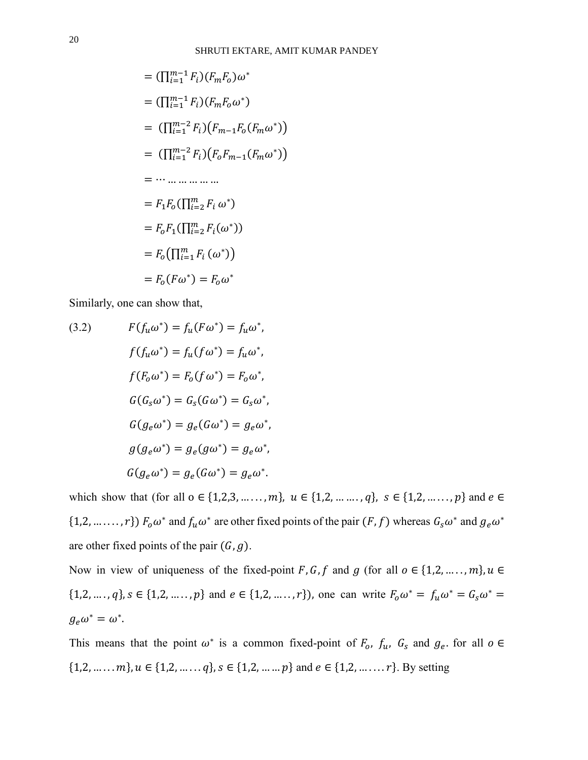$$= (\prod_{i=1}^{m-1} F_i)(F_m F_o)\omega^*$$

$$= (\prod_{i=1}^{m-1} F_i)(F_m F_o \omega^*)$$

$$= (\prod_{i=1}^{m-2} F_i)\big(F_{m-1} F_o (F_m \omega^*)\big)$$

$$= (\prod_{i=1}^{m-2} F_i)\big(F_o F_{m-1} (F_m \omega^*)\big)$$

$$= \cdots \ldots \ldots \ldots \ldots \ldots$$

$$= F_1 F_o (\prod_{i=2}^{m} F_i \, \omega^*)$$

$$= F_o F_1 (\prod_{i=2}^{m} F_i (\omega^*))$$

$$= F_o \big(\prod_{i=1}^{m} F_i \, (\omega^*)\big)$$

$$= F_o (F\omega^*) = F_o \omega^*$$

Similarly, one can show that,

$$
\begin{aligned}
(3.2) \qquad & F(f_u \omega^*) = f_u (F\omega^*) = f_u \omega^*, \\
& f(f_u \omega^*) = f_u (f\omega^*) = f_u \omega^*, \\
& f(F_o \omega^*) = F_o (f\omega^*) = F_o \omega^*, \\
& G(G_s \omega^*) = G_s (G\omega^*) = G_s \omega^*, \\
& G(g_e \omega^*) = g_e (G\omega^*) = g_e \omega^*, \\
& g(g_e \omega^*) = g_e (g\omega^*) = g_e \omega^*, \\
& G(g_e \omega^*) = g_e (G\omega^*) = g_e \omega^*.
\end{aligned}
$$

which show that (for all o $\in \{1,2,3, \ldots \ldots, m\}$, $u \in \{1,2, \ldots \ldots, q\}$, $s \in \{1,2, \ldots \ldots, p\}$ and $e \in \{1,2, \ldots \ldots, r\}$) $F_o \omega^*$ and $f_u \omega^*$ are other fixed points of the pair $(F, f)$ whereas $G_s \omega^*$ and $g_e \omega^*$ are other fixed points of the pair $(G, g)$.

Now in view of uniqueness of the fixed-point $F, G, f$ and $g$ (for all $o \in \{1,2, \ldots \ldots, m\}, u \in \{1,2, \ldots, q\}, s \in \{1,2, \ldots \ldots, p\}$ and $e \in \{1,2, \ldots \ldots, r\}$), one can write $F_o \omega^* = f_u \omega^* = G_s \omega^* = g_e \omega^* = \omega^*$.

This means that the point $\omega^*$ is a common fixed-point of $F_o$, $f_u$, $G_s$ and $g_e$. for all $o \in \{1,2, \ldots \ldots m\}, u \in \{1,2, \ldots \ldots q\}, s \in \{1,2, \ldots \ldots p\}$ and $e \in \{1,2, \ldots \ldots r\}$. By setting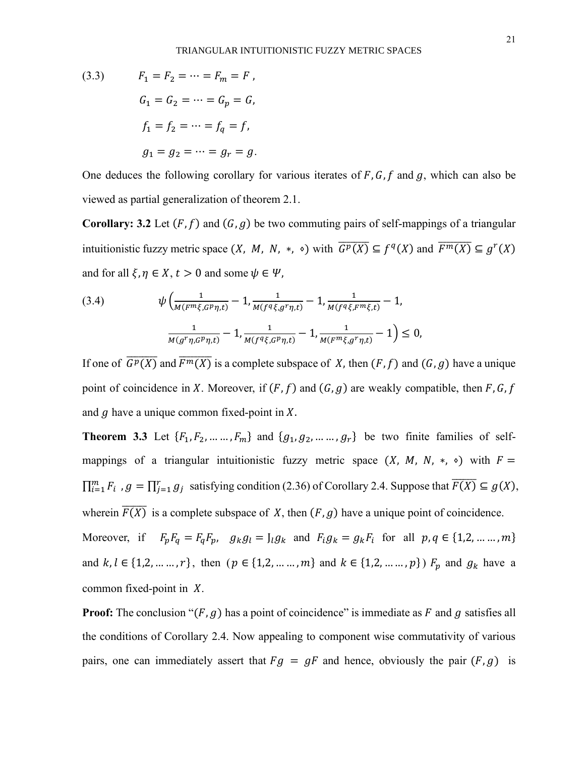$$(3.3) \qquad F_1 = F_2 = \cdots = F_m = F\,,$$

$$G_1 = G_2 = \cdots = G_p = G,$$

$$f_1 = f_2 = \cdots = f_q = f,$$

$$g_1 = g_2 = \cdots = g_r = g.$$

One deduces the following corollary for various iterates of $F, G, f$ and $g$, which can also be viewed as partial generalization of theorem 2.1.

**Corollary: 3.2** Let $(F, f)$ and $(G, g)$ be two commuting pairs of self-mappings of a triangular intuitionistic fuzzy metric space $(X,\ M,\ N,\ *,\ \diamond)$ with $\overline{G^p(X)} \subseteq f^q(X)$ and $\overline{F^m(X)} \subseteq g^r(X)$ and for all $\xi, \eta \in X, t > 0$ and some $\psi \in \Psi$,

$$(3.4) \qquad \psi\Big(\frac{1}{M(F^m\xi, G^p\eta, t)} - 1, \frac{1}{M(f^q\xi, g^r\eta, t)} - 1, \frac{1}{M(f^q\xi, F^m\xi, t)} - 1,$$

$$\frac{1}{M(g^r\eta, G^p\eta, t)} - 1, \frac{1}{M(f^q\xi, G^p\eta, t)} - 1, \frac{1}{M(F^m\xi, g^r\eta, t)} - 1\Big) \leq 0,$$

If one of $\overline{G^p(X)}$ and $\overline{F^m(X)}$ is a complete subspace of $X$, then $(F, f)$ and $(G, g)$ have a unique point of coincidence in $X$. Moreover, if $(F, f)$ and $(G, g)$ are weakly compatible, then $F, G, f$ and $g$ have a unique common fixed-point in $X$.

**Theorem 3.3** Let $\{F_1, F_2, \ldots\ldots, F_m\}$ and $\{g_1, g_2, \ldots\ldots, g_r\}$ be two finite families of self-mappings of a triangular intuitionistic fuzzy metric space $(X,\ M,\ N,\ *,\ \diamond)$ with $F = \prod_{i=1}^{m} F_i\ , g = \prod_{j=1}^{r} g_j$ satisfying condition (2.36) of Corollary 2.4. Suppose that $\overline{F(X)} \subseteq g(X)$, wherein $\overline{F(X)}$ is a complete subspace of $X$, then $(F, g)$ have a unique point of coincidence.

Moreover, if $F_pF_q = F_qF_p$, $g_kg_l = \mathrm{J}_lg_k$ and $F_ig_k = g_kF_i$ for all $p, q \in \{1,2, \ldots\ldots, m\}$ and $k, l \in \{1,2, \ldots\ldots, r\}$, then ($p \in \{1,2, \ldots\ldots, m\}$ and $k \in \{1,2, \ldots\ldots, p\}$) $F_p$ and $g_k$ have a common fixed-point in $X$.

**Proof:** The conclusion "$(F, g)$ has a point of coincidence" is immediate as $F$ and $g$ satisfies all the conditions of Corollary 2.4. Now appealing to component wise commutativity of various pairs, one can immediately assert that $Fg = gF$ and hence, obviously the pair $(F, g)$ is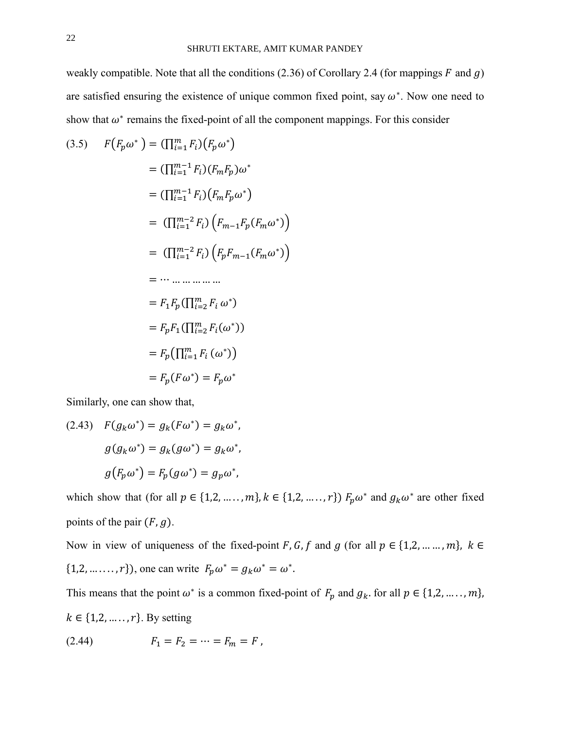weakly compatible. Note that all the conditions (2.36) of Corollary 2.4 (for mappings $F$ and $g$) are satisfied ensuring the existence of unique common fixed point, say $\omega^*$. Now one need to show that $\omega^*$ remains the fixed-point of all the component mappings. For this consider

$$
\begin{aligned}
(3.5)\qquad F(F_p\omega^*) &= (\textstyle\prod_{i=1}^{m} F_i)(F_p\omega^*) \\
&= (\textstyle\prod_{i=1}^{m-1} F_i)(F_m F_p)\omega^* \\
&= (\textstyle\prod_{i=1}^{m-1} F_i)(F_m F_p\omega^*) \\
&= (\textstyle\prod_{i=1}^{m-2} F_i)\left(F_{m-1}F_p(F_m\omega^*)\right) \\
&= (\textstyle\prod_{i=1}^{m-2} F_i)\left(F_p F_{m-1}(F_m\omega^*)\right) \\
&= \cdots \ldots \ldots \ldots \ldots \ldots \\
&= F_1 F_p(\textstyle\prod_{i=2}^{m} F_i\, \omega^*) \\
&= F_p F_1(\textstyle\prod_{i=2}^{m} F_i(\omega^*)) \\
&= F_p(\textstyle\prod_{i=1}^{m} F_i\,(\omega^*)) \\
&= F_p(F\omega^*) = F_p\omega^*
\end{aligned}
$$

Similarly, one can show that,

$$
\begin{aligned}
(2.43)\qquad F(g_k\omega^*) &= g_k(F\omega^*) = g_k\omega^*, \\
g(g_k\omega^*) &= g_k(g\omega^*) = g_k\omega^*, \\
g(F_p\omega^*) &= F_p(g\omega^*) = g_p\omega^*,
\end{aligned}
$$

which show that (for all $p \in \{1,2,\ldots\ldots,m\}, k \in \{1,2,\ldots\ldots,r\}$) $F_p\omega^*$ and $g_k\omega^*$ are other fixed points of the pair $(F, g)$.

Now in view of uniqueness of the fixed-point $F, G, f$ and $g$ (for all $p \in \{1,2,\ldots\ldots,m\}$, $k \in \{1,2,\ldots\ldots,r\}$), one can write $F_p\omega^* = g_k\omega^* = \omega^*$.

This means that the point $\omega^*$ is a common fixed-point of $F_p$ and $g_k$. for all $p \in \{1,2,\ldots\ldots,m\}$, $k \in \{1,2,\ldots\ldots,r\}$. By setting

$$
(2.44)\qquad F_1 = F_2 = \cdots = F_m = F\,,
$$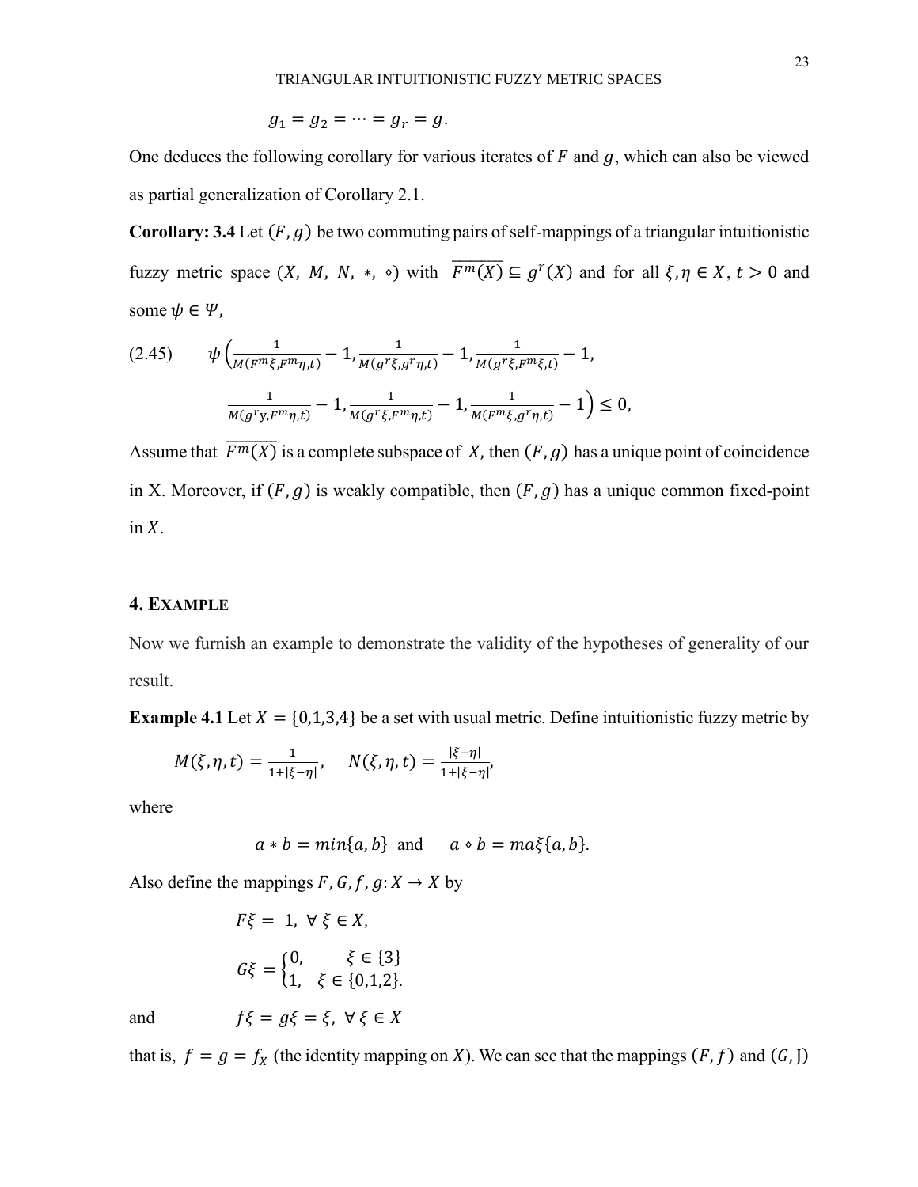$$g_1 = g_2 = \cdots = g_r = g.$$

One deduces the following corollary for various iterates of $F$ and $g$, which can also be viewed as partial generalization of Corollary 2.1.

**Corollary: 3.4** Let $(F, g)$ be two commuting pairs of self-mappings of a triangular intuitionistic fuzzy metric space $(X, M, N, *, \diamond)$ with $\overline{F^m(X)} \subseteq g^r(X)$ and for all $\xi, \eta \in X$, $t > 0$ and some $\psi \in \Psi$,

$$\text{(2.45)} \qquad \psi\Big(\frac{1}{M(F^m\xi, F^m\eta, t)} - 1, \frac{1}{M(g^r\xi, g^r\eta, t)} - 1, \frac{1}{M(g^r\xi, F^m\xi, t)} - 1,$$
$$\frac{1}{M(g^r y, F^m\eta, t)} - 1, \frac{1}{M(g^r\xi, F^m\eta, t)} - 1, \frac{1}{M(F^m\xi, g^r\eta, t)} - 1\Big) \leq 0,$$

Assume that $\overline{F^m(X)}$ is a complete subspace of $X$, then $(F, g)$ has a unique point of coincidence in X. Moreover, if $(F, g)$ is weakly compatible, then $(F, g)$ has a unique common fixed-point in $X$.

## 4. Example

Now we furnish an example to demonstrate the validity of the hypotheses of generality of our result.

**Example 4.1** Let $X = \{0,1,3,4\}$ be a set with usual metric. Define intuitionistic fuzzy metric by

$$M(\xi, \eta, t) = \frac{1}{1+|\xi-\eta|}, \quad N(\xi, \eta, t) = \frac{|\xi-\eta|}{1+|\xi-\eta|},$$

where

$$a * b = min\{a, b\} \text{ and } \quad a \diamond b = ma\xi\{a, b\}.$$

Also define the mappings $F, G, f, g: X \to X$ by

$$F\xi = 1, \ \forall \ \xi \in X,$$

$$G\xi = \begin{cases} 0, & \xi \in \{3\} \\ 1, & \xi \in \{0,1,2\}. \end{cases}$$

and $\qquad f\xi = g\xi = \xi, \ \forall \ \xi \in X$

that is, $f = g = f_X$ (the identity mapping on $X$). We can see that the mappings $(F, f)$ and $(G, \text{J})$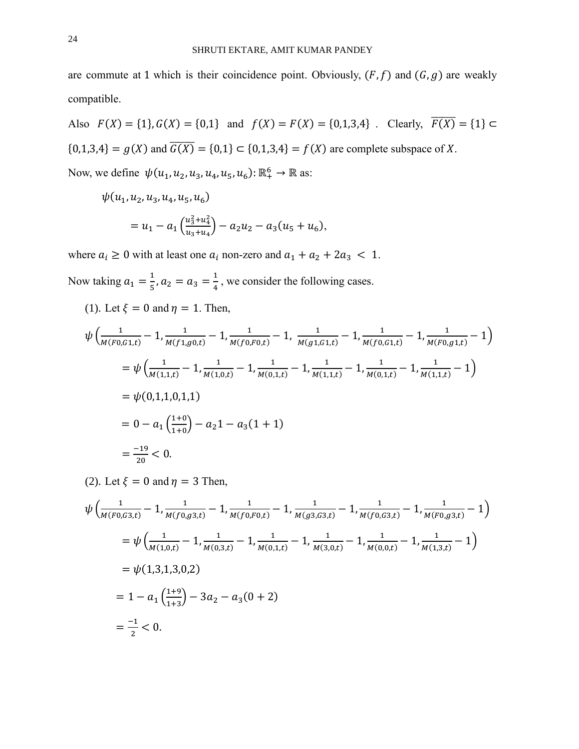are commute at 1 which is their coincidence point. Obviously, $(F, f)$ and $(G, g)$ are weakly compatible.

Also $F(X) = \{1\}, G(X) = \{0,1\}$ and $f(X) = F(X) = \{0,1,3,4\}$ . Clearly, $\overline{F(X)} = \{1\} \subset \{0,1,3,4\} = g(X)$ and $\overline{G(X)} = \{0,1\} \subset \{0,1,3,4\} = f(X)$ are complete subspace of $X$.

Now, we define $\psi(u_1, u_2, u_3, u_4, u_5, u_6): \mathbb{R}_+^6 \to \mathbb{R}$ as:

$$\psi(u_1, u_2, u_3, u_4, u_5, u_6)$$

$$= u_1 - a_1 \left(\frac{u_3^2 + u_4^2}{u_3 + u_4}\right) - a_2 u_2 - a_3(u_5 + u_6),$$

where $a_i \geq 0$ with at least one $a_i$ non-zero and $a_1 + a_2 + 2a_3 < 1$.

Now taking $a_1 = \frac{1}{5}, a_2 = a_3 = \frac{1}{4}$ , we consider the following cases.

(1). Let $\xi = 0$ and $\eta = 1$. Then,

$$\psi\left(\frac{1}{M(F0,G1,t)} - 1, \frac{1}{M(f1,g0,t)} - 1, \frac{1}{M(f0,F0,t)} - 1, \frac{1}{M(g1,G1,t)} - 1, \frac{1}{M(f0,G1,t)} - 1, \frac{1}{M(F0,g1,t)} - 1\right)$$

$$= \psi\left(\frac{1}{M(1,1,t)} - 1, \frac{1}{M(1,0,t)} - 1, \frac{1}{M(0,1,t)} - 1, \frac{1}{M(1,1,t)} - 1, \frac{1}{M(0,1,t)} - 1, \frac{1}{M(1,1,t)} - 1\right)$$

$$= \psi(0,1,1,0,1,1)$$

$$= 0 - a_1\left(\frac{1+0}{1+0}\right) - a_2 1 - a_3(1+1)$$

$$= \frac{-19}{20} < 0.$$

(2). Let $\xi = 0$ and $\eta = 3$ Then,

$$\psi\left(\frac{1}{M(F0,G3,t)} - 1, \frac{1}{M(f0,g3,t)} - 1, \frac{1}{M(f0,F0,t)} - 1, \frac{1}{M(g3,G3,t)} - 1, \frac{1}{M(f0,G3,t)} - 1, \frac{1}{M(F0,g3,t)} - 1\right)$$

$$= \psi\left(\frac{1}{M(1,0,t)} - 1, \frac{1}{M(0,3,t)} - 1, \frac{1}{M(0,1,t)} - 1, \frac{1}{M(3,0,t)} - 1, \frac{1}{M(0,0,t)} - 1, \frac{1}{M(1,3,t)} - 1\right)$$

$$= \psi(1,3,1,3,0,2)$$

$$= 1 - a_1\left(\frac{1+9}{1+3}\right) - 3a_2 - a_3(0+2)$$

$$= \frac{-1}{2} < 0.$$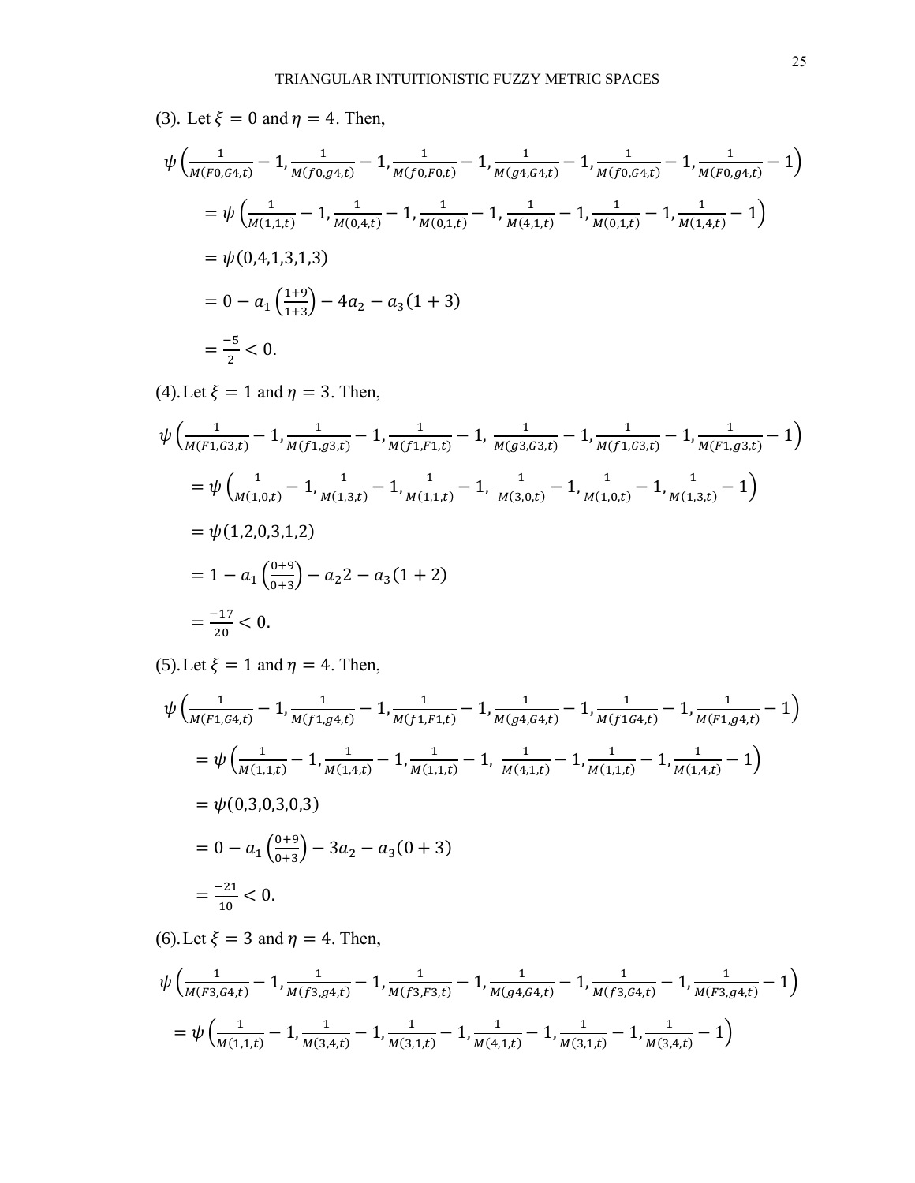(3). Let $\xi = 0$ and $\eta = 4$. Then,

$$\psi\left(\frac{1}{M(F0,G4,t)} - 1, \frac{1}{M(f0,g4,t)} - 1, \frac{1}{M(f0,F0,t)} - 1, \frac{1}{M(g4,G4,t)} - 1, \frac{1}{M(f0,G4,t)} - 1, \frac{1}{M(F0,g4,t)} - 1\right)$$

$$= \psi\left(\frac{1}{M(1,1,t)} - 1, \frac{1}{M(0,4,t)} - 1, \frac{1}{M(0,1,t)} - 1, \frac{1}{M(4,1,t)} - 1, \frac{1}{M(0,1,t)} - 1, \frac{1}{M(1,4,t)} - 1\right)$$

$$= \psi(0,4,1,3,1,3)$$

$$= 0 - a_1\left(\frac{1+9}{1+3}\right) - 4a_2 - a_3(1+3)$$

$$= \frac{-5}{2} < 0.$$

(4). Let $\xi = 1$ and $\eta = 3$. Then,

$$\psi\left(\frac{1}{M(F1,G3,t)} - 1, \frac{1}{M(f1,g3,t)} - 1, \frac{1}{M(f1,F1,t)} - 1, \frac{1}{M(g3,G3,t)} - 1, \frac{1}{M(f1,G3,t)} - 1, \frac{1}{M(F1,g3,t)} - 1\right)$$

$$= \psi\left(\frac{1}{M(1,0,t)} - 1, \frac{1}{M(1,3,t)} - 1, \frac{1}{M(1,1,t)} - 1, \frac{1}{M(3,0,t)} - 1, \frac{1}{M(1,0,t)} - 1, \frac{1}{M(1,3,t)} - 1\right)$$

$$= \psi(1,2,0,3,1,2)$$

$$= 1 - a_1\left(\frac{0+9}{0+3}\right) - a_2 2 - a_3(1+2)$$

$$= \frac{-17}{20} < 0.$$

(5). Let $\xi = 1$ and $\eta = 4$. Then,

$$\psi\left(\frac{1}{M(F1,G4,t)} - 1, \frac{1}{M(f1,g4,t)} - 1, \frac{1}{M(f1,F1,t)} - 1, \frac{1}{M(g4,G4,t)} - 1, \frac{1}{M(f1G4,t)} - 1, \frac{1}{M(F1,g4,t)} - 1\right)$$

$$= \psi\left(\frac{1}{M(1,1,t)} - 1, \frac{1}{M(1,4,t)} - 1, \frac{1}{M(1,1,t)} - 1, \frac{1}{M(4,1,t)} - 1, \frac{1}{M(1,1,t)} - 1, \frac{1}{M(1,4,t)} - 1\right)$$

$$= \psi(0,3,0,3,0,3)$$

$$= 0 - a_1\left(\frac{0+9}{0+3}\right) - 3a_2 - a_3(0+3)$$

$$= \frac{-21}{10} < 0.$$

(6). Let $\xi = 3$ and $\eta = 4$. Then,

$$\psi\left(\frac{1}{M(F3,G4,t)} - 1, \frac{1}{M(f3,g4,t)} - 1, \frac{1}{M(f3,F3,t)} - 1, \frac{1}{M(g4,G4,t)} - 1, \frac{1}{M(f3,G4,t)} - 1, \frac{1}{M(F3,g4,t)} - 1\right)$$

$$= \psi\left(\frac{1}{M(1,1,t)} - 1, \frac{1}{M(3,4,t)} - 1, \frac{1}{M(3,1,t)} - 1, \frac{1}{M(4,1,t)} - 1, \frac{1}{M(3,1,t)} - 1, \frac{1}{M(3,4,t)} - 1\right)$$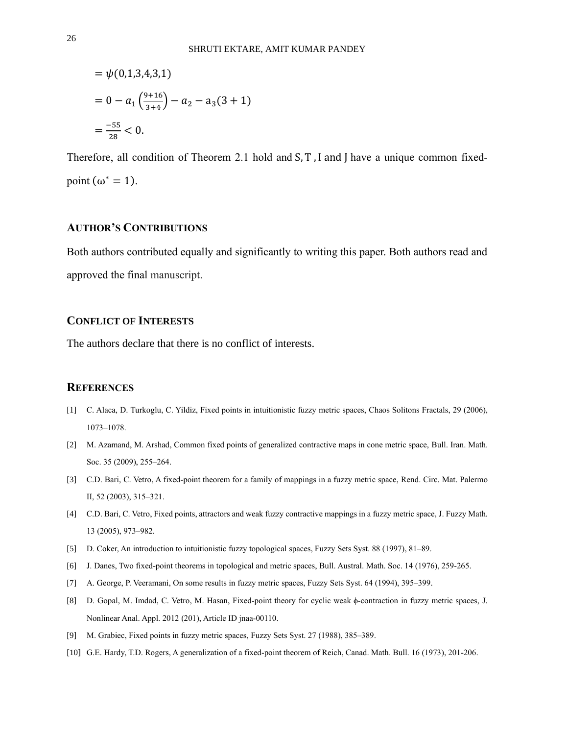$$= \psi(0,1,3,4,3,1)$$

$$= 0 - a_1\left(\frac{9+16}{3+4}\right) - a_2 - a_3(3+1)$$

$$= \frac{-55}{28} < 0.$$

Therefore, all condition of Theorem 2.1 hold and $S, T$, $I$ and $J$ have a unique common fixed-point ($\omega^* = 1$).

## AUTHOR'S CONTRIBUTIONS

Both authors contributed equally and significantly to writing this paper. Both authors read and approved the final manuscript.

## CONFLICT OF INTERESTS

The authors declare that there is no conflict of interests.

## REFERENCES

[1] C. Alaca, D. Turkoglu, C. Yildiz, Fixed points in intuitionistic fuzzy metric spaces, Chaos Solitons Fractals, 29 (2006), 1073–1078.

[2] M. Azamand, M. Arshad, Common fixed points of generalized contractive maps in cone metric space, Bull. Iran. Math. Soc. 35 (2009), 255–264.

[3] C.D. Bari, C. Vetro, A fixed-point theorem for a family of mappings in a fuzzy metric space, Rend. Circ. Mat. Palermo II, 52 (2003), 315–321.

[4] C.D. Bari, C. Vetro, Fixed points, attractors and weak fuzzy contractive mappings in a fuzzy metric space, J. Fuzzy Math. 13 (2005), 973–982.

[5] D. Coker, An introduction to intuitionistic fuzzy topological spaces, Fuzzy Sets Syst. 88 (1997), 81–89.

[6] J. Danes, Two fixed-point theorems in topological and metric spaces, Bull. Austral. Math. Soc. 14 (1976), 259-265.

[7] A. George, P. Veeramani, On some results in fuzzy metric spaces, Fuzzy Sets Syst. 64 (1994), 395–399.

[8] D. Gopal, M. Imdad, C. Vetro, M. Hasan, Fixed-point theory for cyclic weak ϕ-contraction in fuzzy metric spaces, J. Nonlinear Anal. Appl. 2012 (201), Article ID jnaa-00110.

[9] M. Grabiec, Fixed points in fuzzy metric spaces, Fuzzy Sets Syst. 27 (1988), 385–389.

[10] G.E. Hardy, T.D. Rogers, A generalization of a fixed-point theorem of Reich, Canad. Math. Bull. 16 (1973), 201-206.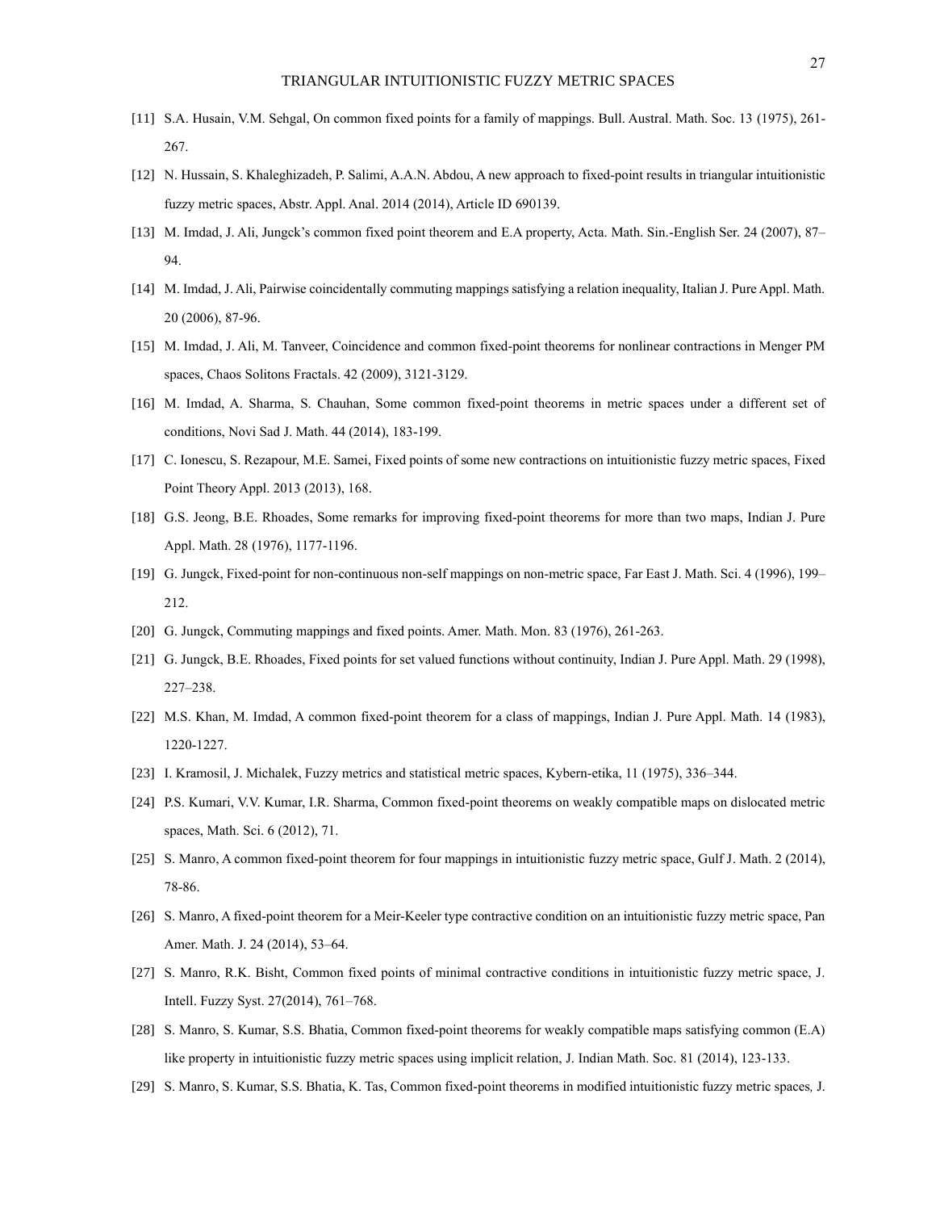[11] S.A. Husain, V.M. Sehgal, On common fixed points for a family of mappings. Bull. Austral. Math. Soc. 13 (1975), 261-267.

[12] N. Hussain, S. Khaleghizadeh, P. Salimi, A.A.N. Abdou, A new approach to fixed-point results in triangular intuitionistic fuzzy metric spaces, Abstr. Appl. Anal. 2014 (2014), Article ID 690139.

[13] M. Imdad, J. Ali, Jungck's common fixed point theorem and E.A property, Acta. Math. Sin.-English Ser. 24 (2007), 87–94.

[14] M. Imdad, J. Ali, Pairwise coincidentally commuting mappings satisfying a relation inequality, Italian J. Pure Appl. Math. 20 (2006), 87-96.

[15] M. Imdad, J. Ali, M. Tanveer, Coincidence and common fixed-point theorems for nonlinear contractions in Menger PM spaces, Chaos Solitons Fractals. 42 (2009), 3121-3129.

[16] M. Imdad, A. Sharma, S. Chauhan, Some common fixed-point theorems in metric spaces under a different set of conditions, Novi Sad J. Math. 44 (2014), 183-199.

[17] C. Ionescu, S. Rezapour, M.E. Samei, Fixed points of some new contractions on intuitionistic fuzzy metric spaces, Fixed Point Theory Appl. 2013 (2013), 168.

[18] G.S. Jeong, B.E. Rhoades, Some remarks for improving fixed-point theorems for more than two maps, Indian J. Pure Appl. Math. 28 (1976), 1177-1196.

[19] G. Jungck, Fixed-point for non-continuous non-self mappings on non-metric space, Far East J. Math. Sci. 4 (1996), 199–212.

[20] G. Jungck, Commuting mappings and fixed points. Amer. Math. Mon. 83 (1976), 261-263.

[21] G. Jungck, B.E. Rhoades, Fixed points for set valued functions without continuity, Indian J. Pure Appl. Math. 29 (1998), 227–238.

[22] M.S. Khan, M. Imdad, A common fixed-point theorem for a class of mappings, Indian J. Pure Appl. Math. 14 (1983), 1220-1227.

[23] I. Kramosil, J. Michalek, Fuzzy metrics and statistical metric spaces, Kybern-etika, 11 (1975), 336–344.

[24] P.S. Kumari, V.V. Kumar, I.R. Sharma, Common fixed-point theorems on weakly compatible maps on dislocated metric spaces, Math. Sci. 6 (2012), 71.

[25] S. Manro, A common fixed-point theorem for four mappings in intuitionistic fuzzy metric space, Gulf J. Math. 2 (2014), 78-86.

[26] S. Manro, A fixed-point theorem for a Meir-Keeler type contractive condition on an intuitionistic fuzzy metric space, Pan Amer. Math. J. 24 (2014), 53–64.

[27] S. Manro, R.K. Bisht, Common fixed points of minimal contractive conditions in intuitionistic fuzzy metric space, J. Intell. Fuzzy Syst. 27(2014), 761–768.

[28] S. Manro, S. Kumar, S.S. Bhatia, Common fixed-point theorems for weakly compatible maps satisfying common (E.A) like property in intuitionistic fuzzy metric spaces using implicit relation, J. Indian Math. Soc. 81 (2014), 123-133.

[29] S. Manro, S. Kumar, S.S. Bhatia, K. Tas, Common fixed-point theorems in modified intuitionistic fuzzy metric spaces, J.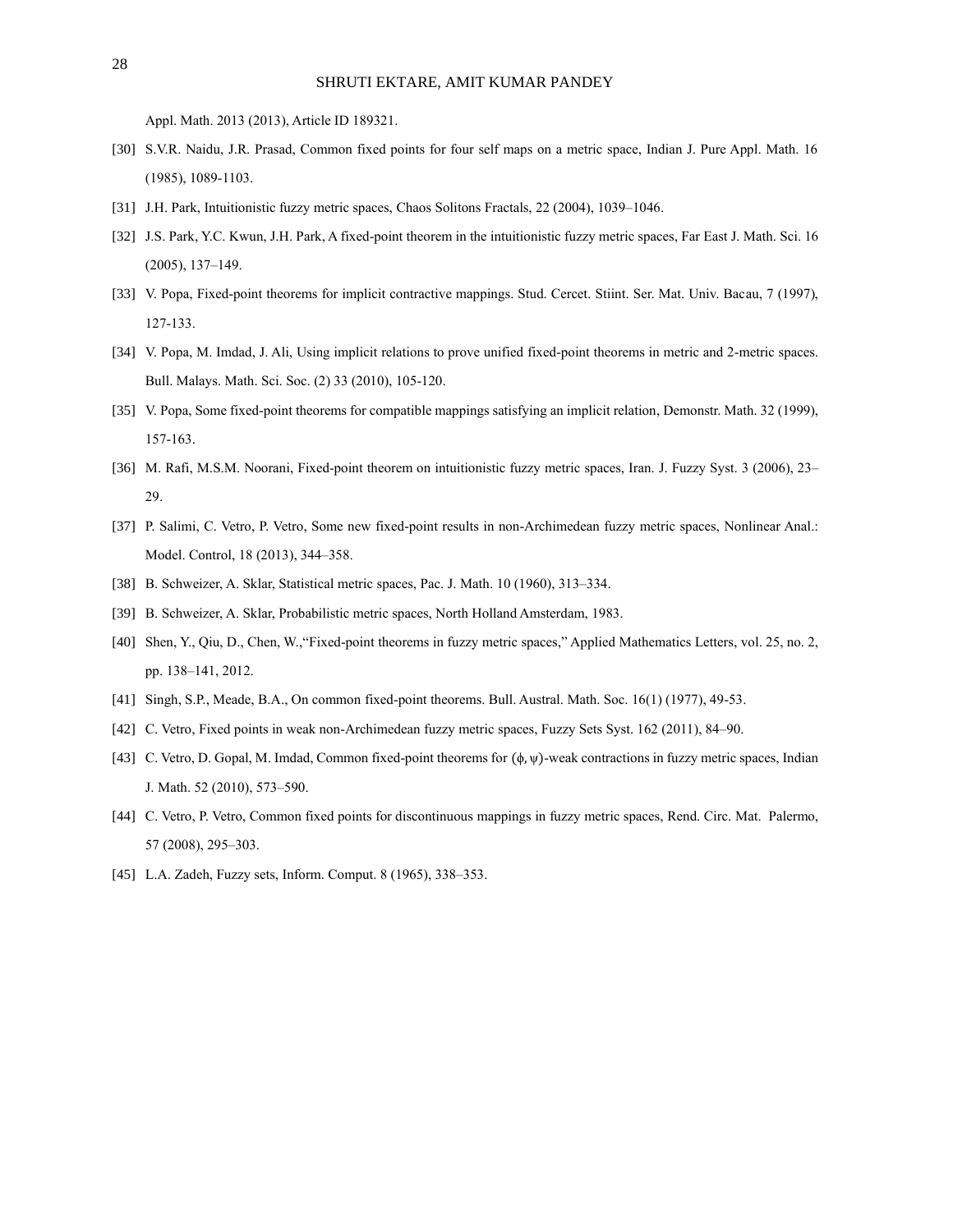Appl. Math. 2013 (2013), Article ID 189321.

[30] S.V.R. Naidu, J.R. Prasad, Common fixed points for four self maps on a metric space, Indian J. Pure Appl. Math. 16 (1985), 1089-1103.

[31] J.H. Park, Intuitionistic fuzzy metric spaces, Chaos Solitons Fractals, 22 (2004), 1039–1046.

[32] J.S. Park, Y.C. Kwun, J.H. Park, A fixed-point theorem in the intuitionistic fuzzy metric spaces, Far East J. Math. Sci. 16 (2005), 137–149.

[33] V. Popa, Fixed-point theorems for implicit contractive mappings. Stud. Cercet. Stiint. Ser. Mat. Univ. Bacau, 7 (1997), 127-133.

[34] V. Popa, M. Imdad, J. Ali, Using implicit relations to prove unified fixed-point theorems in metric and 2-metric spaces. Bull. Malays. Math. Sci. Soc. (2) 33 (2010), 105-120.

[35] V. Popa, Some fixed-point theorems for compatible mappings satisfying an implicit relation, Demonstr. Math. 32 (1999), 157-163.

[36] M. Rafi, M.S.M. Noorani, Fixed-point theorem on intuitionistic fuzzy metric spaces, Iran. J. Fuzzy Syst. 3 (2006), 23–29.

[37] P. Salimi, C. Vetro, P. Vetro, Some new fixed-point results in non-Archimedean fuzzy metric spaces, Nonlinear Anal.: Model. Control, 18 (2013), 344–358.

[38] B. Schweizer, A. Sklar, Statistical metric spaces, Pac. J. Math. 10 (1960), 313–334.

[39] B. Schweizer, A. Sklar, Probabilistic metric spaces, North Holland Amsterdam, 1983.

[40] Shen, Y., Qiu, D., Chen, W.,"Fixed-point theorems in fuzzy metric spaces," Applied Mathematics Letters, vol. 25, no. 2, pp. 138–141, 2012.

[41] Singh, S.P., Meade, B.A., On common fixed-point theorems. Bull. Austral. Math. Soc. 16(1) (1977), 49-53.

[42] C. Vetro, Fixed points in weak non-Archimedean fuzzy metric spaces, Fuzzy Sets Syst. 162 (2011), 84–90.

[43] C. Vetro, D. Gopal, M. Imdad, Common fixed-point theorems for $(\phi, \psi)$-weak contractions in fuzzy metric spaces, Indian J. Math. 52 (2010), 573–590.

[44] C. Vetro, P. Vetro, Common fixed points for discontinuous mappings in fuzzy metric spaces, Rend. Circ. Mat. Palermo, 57 (2008), 295–303.

[45] L.A. Zadeh, Fuzzy sets, Inform. Comput. 8 (1965), 338–353.